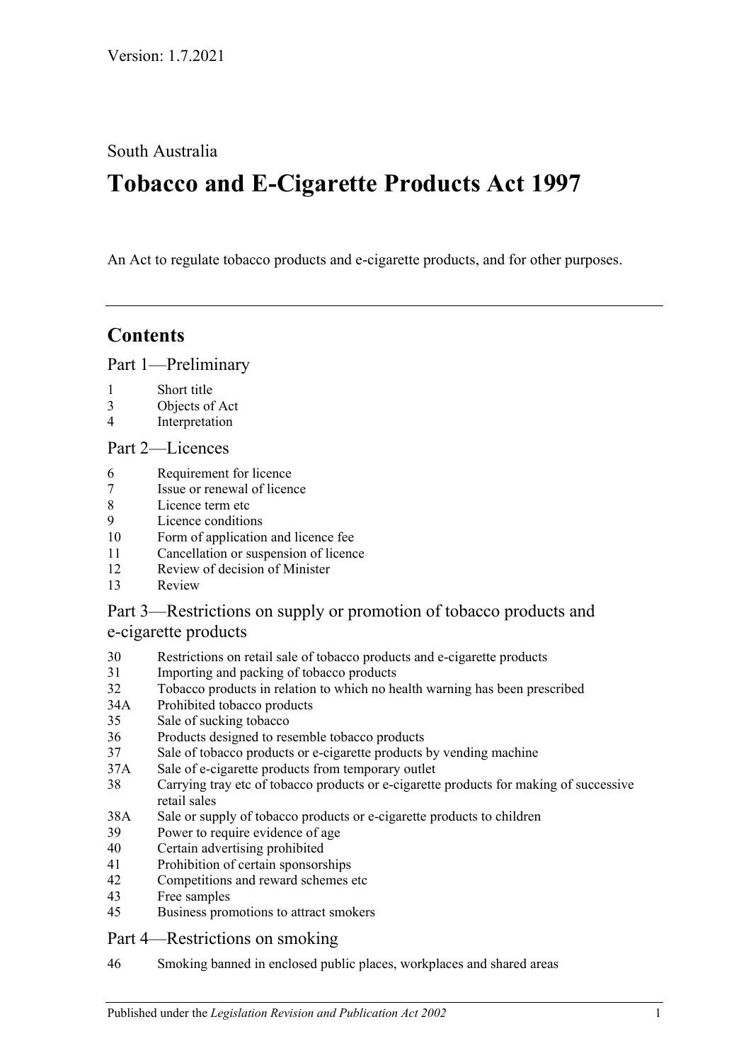Version: 1.7.2021

South Australia

# Tobacco and E-Cigarette Products Act 1997

An Act to regulate tobacco products and e-cigarette products, and for other purposes.

---

## Contents

### Part 1—Preliminary

1 Short title
3 Objects of Act
4 Interpretation

### Part 2—Licences

6 Requirement for licence
7 Issue or renewal of licence
8 Licence term etc
9 Licence conditions
10 Form of application and licence fee
11 Cancellation or suspension of licence
12 Review of decision of Minister
13 Review

### Part 3—Restrictions on supply or promotion of tobacco products and e-cigarette products

30 Restrictions on retail sale of tobacco products and e-cigarette products
31 Importing and packing of tobacco products
32 Tobacco products in relation to which no health warning has been prescribed
34A Prohibited tobacco products
35 Sale of sucking tobacco
36 Products designed to resemble tobacco products
37 Sale of tobacco products or e-cigarette products by vending machine
37A Sale of e-cigarette products from temporary outlet
38 Carrying tray etc of tobacco products or e-cigarette products for making of successive retail sales
38A Sale or supply of tobacco products or e-cigarette products to children
39 Power to require evidence of age
40 Certain advertising prohibited
41 Prohibition of certain sponsorships
42 Competitions and reward schemes etc
43 Free samples
45 Business promotions to attract smokers

### Part 4—Restrictions on smoking

46 Smoking banned in enclosed public places, workplaces and shared areas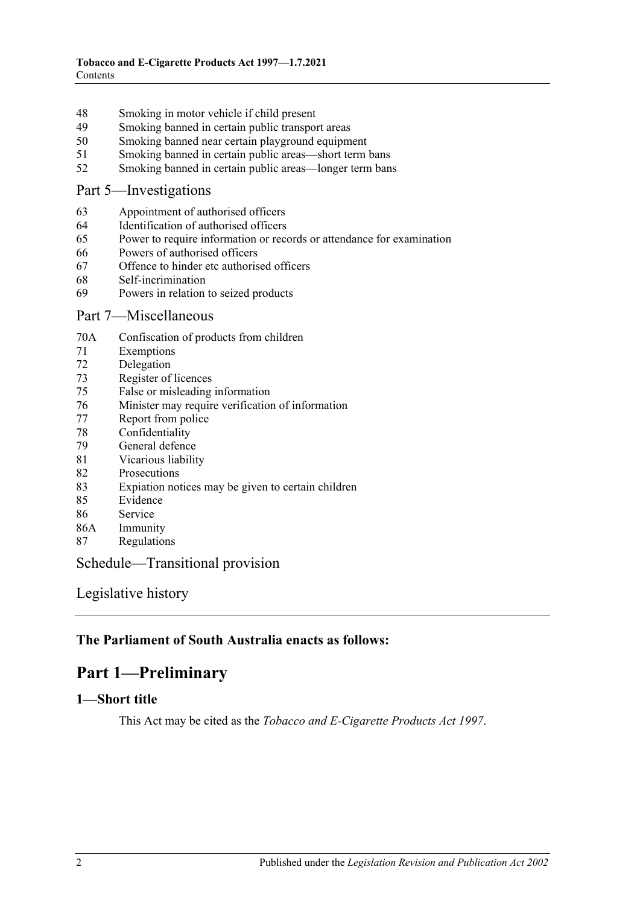48 Smoking in motor vehicle if child present
49 Smoking banned in certain public transport areas
50 Smoking banned near certain playground equipment
51 Smoking banned in certain public areas—short term bans
52 Smoking banned in certain public areas—longer term bans

Part 5—Investigations

63 Appointment of authorised officers
64 Identification of authorised officers
65 Power to require information or records or attendance for examination
66 Powers of authorised officers
67 Offence to hinder etc authorised officers
68 Self-incrimination
69 Powers in relation to seized products

Part 7—Miscellaneous

70A Confiscation of products from children
71 Exemptions
72 Delegation
73 Register of licences
75 False or misleading information
76 Minister may require verification of information
77 Report from police
78 Confidentiality
79 General defence
81 Vicarious liability
82 Prosecutions
83 Expiation notices may be given to certain children
85 Evidence
86 Service
86A Immunity
87 Regulations

Schedule—Transitional provision

Legislative history

**The Parliament of South Australia enacts as follows:**

# Part 1—Preliminary

## 1—Short title

This Act may be cited as the *Tobacco and E-Cigarette Products Act 1997*.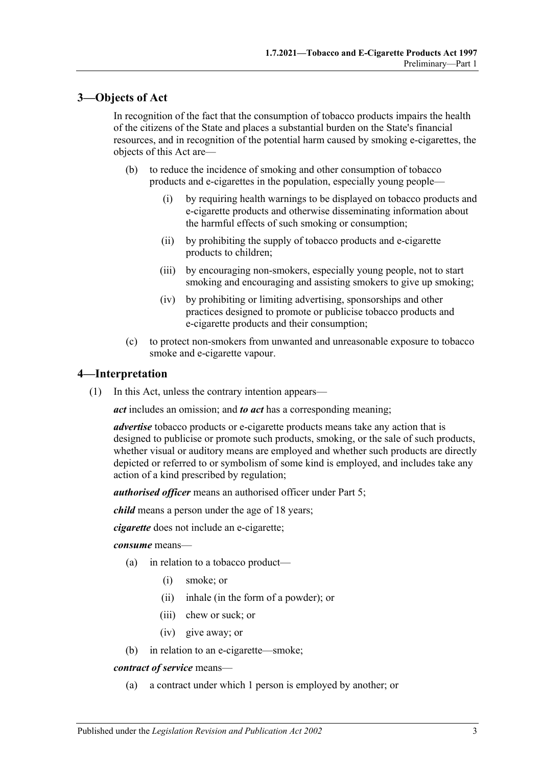## 3—Objects of Act

In recognition of the fact that the consumption of tobacco products impairs the health of the citizens of the State and places a substantial burden on the State's financial resources, and in recognition of the potential harm caused by smoking e-cigarettes, the objects of this Act are—

- (b) to reduce the incidence of smoking and other consumption of tobacco products and e-cigarettes in the population, especially young people—
  - (i) by requiring health warnings to be displayed on tobacco products and e-cigarette products and otherwise disseminating information about the harmful effects of such smoking or consumption;
  - (ii) by prohibiting the supply of tobacco products and e-cigarette products to children;
  - (iii) by encouraging non-smokers, especially young people, not to start smoking and encouraging and assisting smokers to give up smoking;
  - (iv) by prohibiting or limiting advertising, sponsorships and other practices designed to promote or publicise tobacco products and e-cigarette products and their consumption;
- (c) to protect non-smokers from unwanted and unreasonable exposure to tobacco smoke and e-cigarette vapour.

## 4—Interpretation

(1) In this Act, unless the contrary intention appears—

***act*** includes an omission; and ***to act*** has a corresponding meaning;

***advertise*** tobacco products or e-cigarette products means take any action that is designed to publicise or promote such products, smoking, or the sale of such products, whether visual or auditory means are employed and whether such products are directly depicted or referred to or symbolism of some kind is employed, and includes take any action of a kind prescribed by regulation;

***authorised officer*** means an authorised officer under Part 5;

***child*** means a person under the age of 18 years;

***cigarette*** does not include an e-cigarette;

***consume*** means—

- (a) in relation to a tobacco product—
  - (i) smoke; or
  - (ii) inhale (in the form of a powder); or
  - (iii) chew or suck; or
  - (iv) give away; or
- (b) in relation to an e-cigarette—smoke;

***contract of service*** means—

- (a) a contract under which 1 person is employed by another; or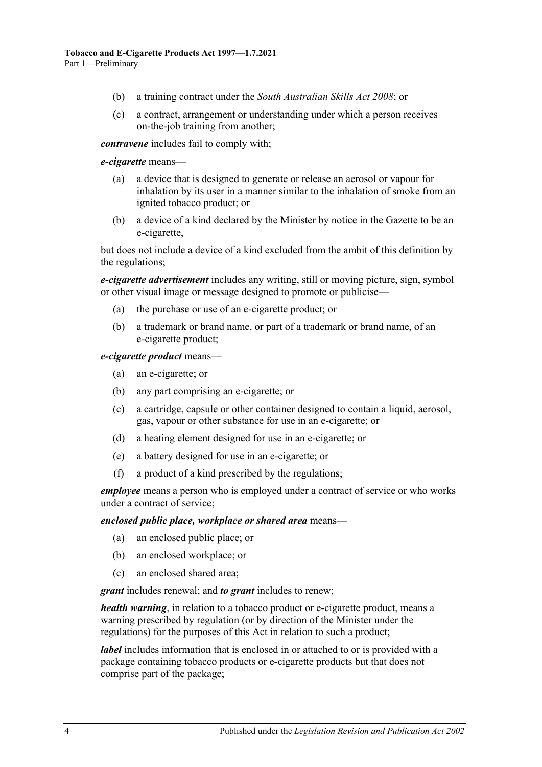(b) a training contract under the *South Australian Skills Act 2008*; or

(c) a contract, arrangement or understanding under which a person receives on-the-job training from another;

***contravene*** includes fail to comply with;

***e-cigarette*** means—

(a) a device that is designed to generate or release an aerosol or vapour for inhalation by its user in a manner similar to the inhalation of smoke from an ignited tobacco product; or

(b) a device of a kind declared by the Minister by notice in the Gazette to be an e-cigarette,

but does not include a device of a kind excluded from the ambit of this definition by the regulations;

***e-cigarette advertisement*** includes any writing, still or moving picture, sign, symbol or other visual image or message designed to promote or publicise—

(a) the purchase or use of an e-cigarette product; or

(b) a trademark or brand name, or part of a trademark or brand name, of an e-cigarette product;

***e-cigarette product*** means—

(a) an e-cigarette; or

(b) any part comprising an e-cigarette; or

(c) a cartridge, capsule or other container designed to contain a liquid, aerosol, gas, vapour or other substance for use in an e-cigarette; or

(d) a heating element designed for use in an e-cigarette; or

(e) a battery designed for use in an e-cigarette; or

(f) a product of a kind prescribed by the regulations;

***employee*** means a person who is employed under a contract of service or who works under a contract of service;

***enclosed public place, workplace or shared area*** means—

(a) an enclosed public place; or

(b) an enclosed workplace; or

(c) an enclosed shared area;

***grant*** includes renewal; and ***to grant*** includes to renew;

***health warning***, in relation to a tobacco product or e-cigarette product, means a warning prescribed by regulation (or by direction of the Minister under the regulations) for the purposes of this Act in relation to such a product;

***label*** includes information that is enclosed in or attached to or is provided with a package containing tobacco products or e-cigarette products but that does not comprise part of the package;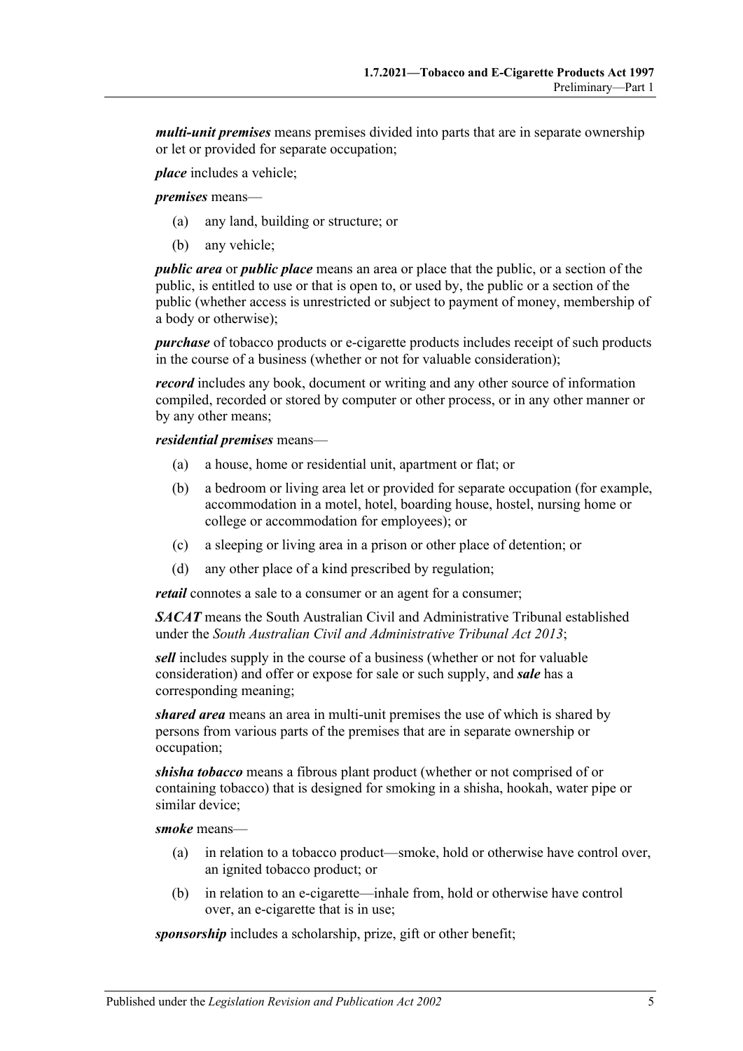***multi-unit premises*** means premises divided into parts that are in separate ownership or let or provided for separate occupation;

***place*** includes a vehicle;

***premises*** means—

- (a) any land, building or structure; or
- (b) any vehicle;

***public area*** or ***public place*** means an area or place that the public, or a section of the public, is entitled to use or that is open to, or used by, the public or a section of the public (whether access is unrestricted or subject to payment of money, membership of a body or otherwise);

***purchase*** of tobacco products or e-cigarette products includes receipt of such products in the course of a business (whether or not for valuable consideration);

***record*** includes any book, document or writing and any other source of information compiled, recorded or stored by computer or other process, or in any other manner or by any other means;

***residential premises*** means—

- (a) a house, home or residential unit, apartment or flat; or
- (b) a bedroom or living area let or provided for separate occupation (for example, accommodation in a motel, hotel, boarding house, hostel, nursing home or college or accommodation for employees); or
- (c) a sleeping or living area in a prison or other place of detention; or
- (d) any other place of a kind prescribed by regulation;

***retail*** connotes a sale to a consumer or an agent for a consumer;

***SACAT*** means the South Australian Civil and Administrative Tribunal established under the *South Australian Civil and Administrative Tribunal Act 2013*;

***sell*** includes supply in the course of a business (whether or not for valuable consideration) and offer or expose for sale or such supply, and ***sale*** has a corresponding meaning;

***shared area*** means an area in multi-unit premises the use of which is shared by persons from various parts of the premises that are in separate ownership or occupation;

***shisha tobacco*** means a fibrous plant product (whether or not comprised of or containing tobacco) that is designed for smoking in a shisha, hookah, water pipe or similar device;

***smoke*** means—

- (a) in relation to a tobacco product—smoke, hold or otherwise have control over, an ignited tobacco product; or
- (b) in relation to an e-cigarette—inhale from, hold or otherwise have control over, an e-cigarette that is in use;

***sponsorship*** includes a scholarship, prize, gift or other benefit;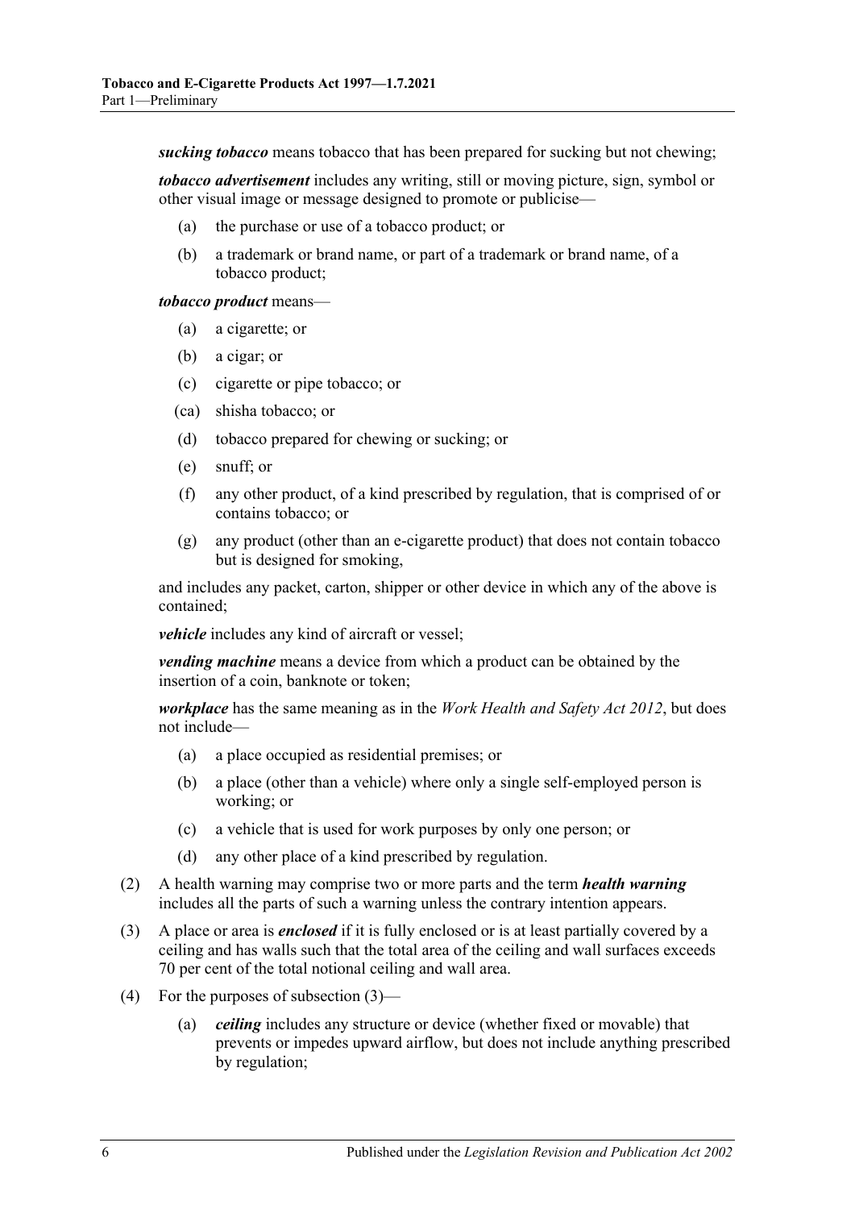***sucking tobacco*** means tobacco that has been prepared for sucking but not chewing;

***tobacco advertisement*** includes any writing, still or moving picture, sign, symbol or other visual image or message designed to promote or publicise—

- (a) the purchase or use of a tobacco product; or
- (b) a trademark or brand name, or part of a trademark or brand name, of a tobacco product;

***tobacco product*** means—

- (a) a cigarette; or
- (b) a cigar; or
- (c) cigarette or pipe tobacco; or
- (ca) shisha tobacco; or
- (d) tobacco prepared for chewing or sucking; or
- (e) snuff; or
- (f) any other product, of a kind prescribed by regulation, that is comprised of or contains tobacco; or
- (g) any product (other than an e-cigarette product) that does not contain tobacco but is designed for smoking,

and includes any packet, carton, shipper or other device in which any of the above is contained;

***vehicle*** includes any kind of aircraft or vessel;

***vending machine*** means a device from which a product can be obtained by the insertion of a coin, banknote or token;

***workplace*** has the same meaning as in the *Work Health and Safety Act 2012*, but does not include—

- (a) a place occupied as residential premises; or
- (b) a place (other than a vehicle) where only a single self-employed person is working; or
- (c) a vehicle that is used for work purposes by only one person; or
- (d) any other place of a kind prescribed by regulation.

(2) A health warning may comprise two or more parts and the term ***health warning*** includes all the parts of such a warning unless the contrary intention appears.

(3) A place or area is ***enclosed*** if it is fully enclosed or is at least partially covered by a ceiling and has walls such that the total area of the ceiling and wall surfaces exceeds 70 per cent of the total notional ceiling and wall area.

(4) For the purposes of subsection (3)—

- (a) ***ceiling*** includes any structure or device (whether fixed or movable) that prevents or impedes upward airflow, but does not include anything prescribed by regulation;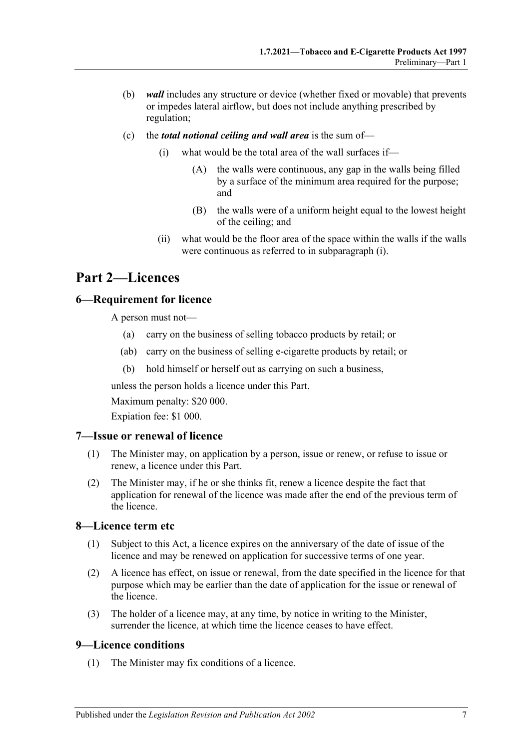(b) ***wall*** includes any structure or device (whether fixed or movable) that prevents or impedes lateral airflow, but does not include anything prescribed by regulation;

(c) the ***total notional ceiling and wall area*** is the sum of—

(i) what would be the total area of the wall surfaces if—

(A) the walls were continuous, any gap in the walls being filled by a surface of the minimum area required for the purpose; and

(B) the walls were of a uniform height equal to the lowest height of the ceiling; and

(ii) what would be the floor area of the space within the walls if the walls were continuous as referred to in subparagraph (i).

# Part 2—Licences

## 6—Requirement for licence

A person must not—

(a) carry on the business of selling tobacco products by retail; or

(ab) carry on the business of selling e-cigarette products by retail; or

(b) hold himself or herself out as carrying on such a business,

unless the person holds a licence under this Part.

Maximum penalty: $20 000.

Expiation fee: $1 000.

## 7—Issue or renewal of licence

(1) The Minister may, on application by a person, issue or renew, or refuse to issue or renew, a licence under this Part.

(2) The Minister may, if he or she thinks fit, renew a licence despite the fact that application for renewal of the licence was made after the end of the previous term of the licence.

## 8—Licence term etc

(1) Subject to this Act, a licence expires on the anniversary of the date of issue of the licence and may be renewed on application for successive terms of one year.

(2) A licence has effect, on issue or renewal, from the date specified in the licence for that purpose which may be earlier than the date of application for the issue or renewal of the licence.

(3) The holder of a licence may, at any time, by notice in writing to the Minister, surrender the licence, at which time the licence ceases to have effect.

## 9—Licence conditions

(1) The Minister may fix conditions of a licence.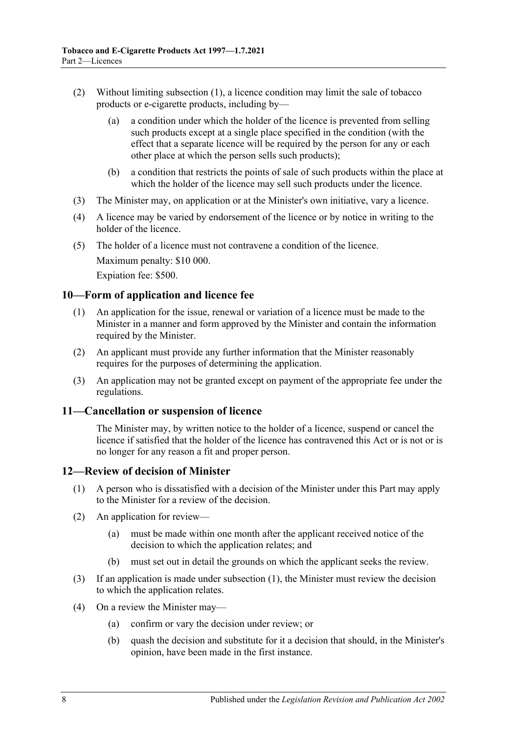(2) Without limiting subsection (1), a licence condition may limit the sale of tobacco products or e-cigarette products, including by—

(a) a condition under which the holder of the licence is prevented from selling such products except at a single place specified in the condition (with the effect that a separate licence will be required by the person for any or each other place at which the person sells such products);

(b) a condition that restricts the points of sale of such products within the place at which the holder of the licence may sell such products under the licence.

(3) The Minister may, on application or at the Minister's own initiative, vary a licence.

(4) A licence may be varied by endorsement of the licence or by notice in writing to the holder of the licence.

(5) The holder of a licence must not contravene a condition of the licence.

Maximum penalty: $10 000.

Expiation fee: $500.

## 10—Form of application and licence fee

(1) An application for the issue, renewal or variation of a licence must be made to the Minister in a manner and form approved by the Minister and contain the information required by the Minister.

(2) An applicant must provide any further information that the Minister reasonably requires for the purposes of determining the application.

(3) An application may not be granted except on payment of the appropriate fee under the regulations.

## 11—Cancellation or suspension of licence

The Minister may, by written notice to the holder of a licence, suspend or cancel the licence if satisfied that the holder of the licence has contravened this Act or is not or is no longer for any reason a fit and proper person.

## 12—Review of decision of Minister

(1) A person who is dissatisfied with a decision of the Minister under this Part may apply to the Minister for a review of the decision.

(2) An application for review—

(a) must be made within one month after the applicant received notice of the decision to which the application relates; and

(b) must set out in detail the grounds on which the applicant seeks the review.

(3) If an application is made under subsection (1), the Minister must review the decision to which the application relates.

(4) On a review the Minister may—

(a) confirm or vary the decision under review; or

(b) quash the decision and substitute for it a decision that should, in the Minister's opinion, have been made in the first instance.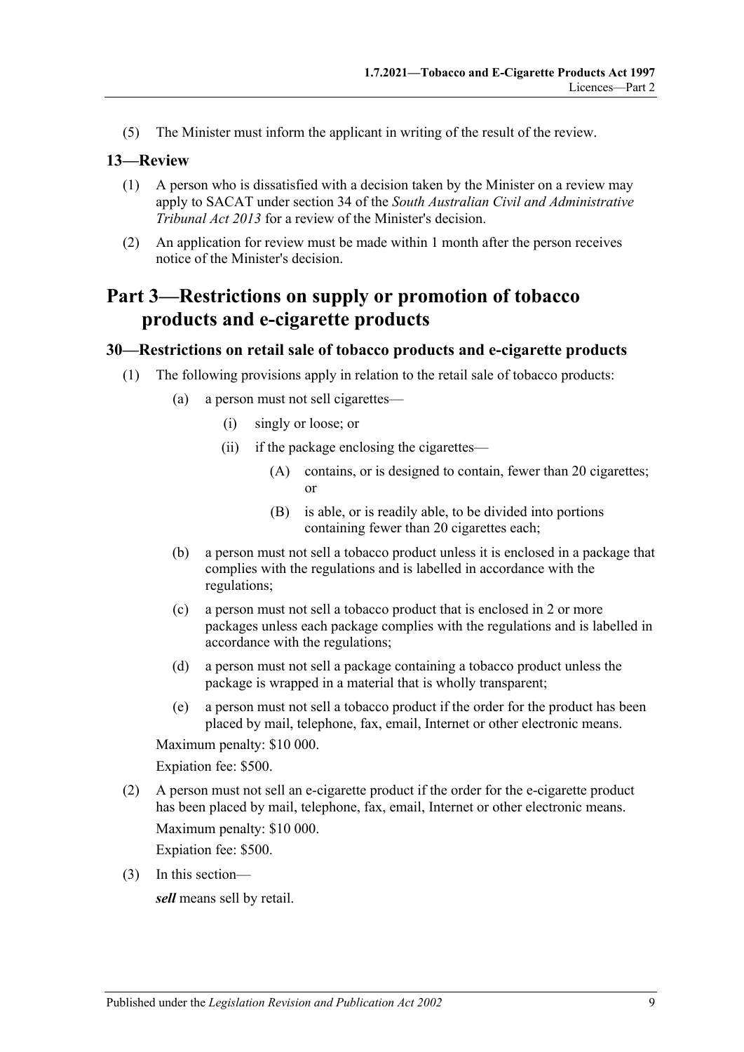(5) The Minister must inform the applicant in writing of the result of the review.

### 13—Review

(1) A person who is dissatisfied with a decision taken by the Minister on a review may apply to SACAT under section 34 of the *South Australian Civil and Administrative Tribunal Act 2013* for a review of the Minister's decision.

(2) An application for review must be made within 1 month after the person receives notice of the Minister's decision.

## Part 3—Restrictions on supply or promotion of tobacco products and e-cigarette products

### 30—Restrictions on retail sale of tobacco products and e-cigarette products

(1) The following provisions apply in relation to the retail sale of tobacco products:

- (a) a person must not sell cigarettes—
  - (i) singly or loose; or
  - (ii) if the package enclosing the cigarettes—
    - (A) contains, or is designed to contain, fewer than 20 cigarettes; or
    - (B) is able, or is readily able, to be divided into portions containing fewer than 20 cigarettes each;
- (b) a person must not sell a tobacco product unless it is enclosed in a package that complies with the regulations and is labelled in accordance with the regulations;
- (c) a person must not sell a tobacco product that is enclosed in 2 or more packages unless each package complies with the regulations and is labelled in accordance with the regulations;
- (d) a person must not sell a package containing a tobacco product unless the package is wrapped in a material that is wholly transparent;
- (e) a person must not sell a tobacco product if the order for the product has been placed by mail, telephone, fax, email, Internet or other electronic means.

Maximum penalty: $10 000.

Expiation fee: $500.

(2) A person must not sell an e-cigarette product if the order for the e-cigarette product has been placed by mail, telephone, fax, email, Internet or other electronic means.

Maximum penalty: $10 000.

Expiation fee: $500.

(3) In this section—

***sell*** means sell by retail.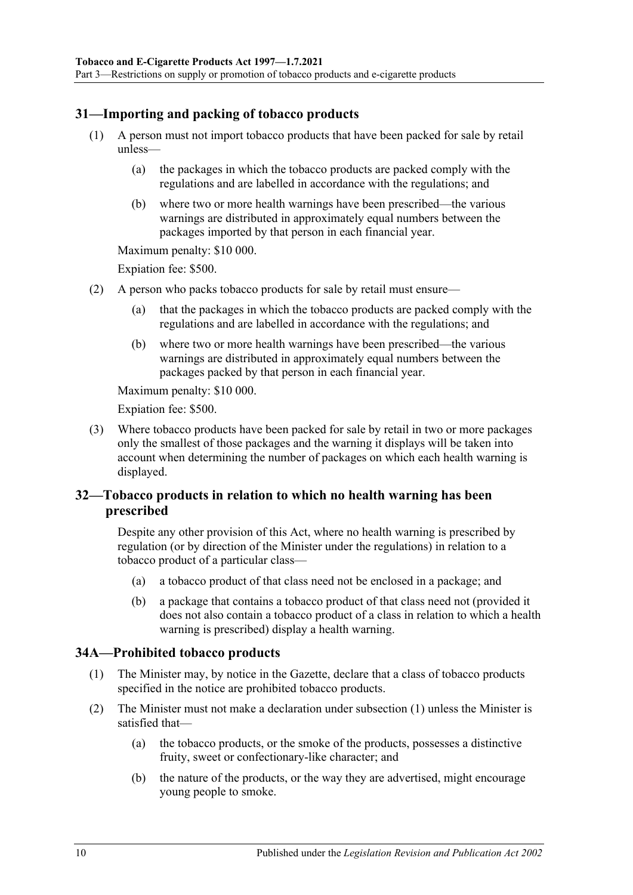## 31—Importing and packing of tobacco products

(1) A person must not import tobacco products that have been packed for sale by retail unless—

(a) the packages in which the tobacco products are packed comply with the regulations and are labelled in accordance with the regulations; and

(b) where two or more health warnings have been prescribed—the various warnings are distributed in approximately equal numbers between the packages imported by that person in each financial year.

Maximum penalty: $10 000.

Expiation fee: $500.

(2) A person who packs tobacco products for sale by retail must ensure—

(a) that the packages in which the tobacco products are packed comply with the regulations and are labelled in accordance with the regulations; and

(b) where two or more health warnings have been prescribed—the various warnings are distributed in approximately equal numbers between the packages packed by that person in each financial year.

Maximum penalty: $10 000.

Expiation fee: $500.

(3) Where tobacco products have been packed for sale by retail in two or more packages only the smallest of those packages and the warning it displays will be taken into account when determining the number of packages on which each health warning is displayed.

## 32—Tobacco products in relation to which no health warning has been prescribed

Despite any other provision of this Act, where no health warning is prescribed by regulation (or by direction of the Minister under the regulations) in relation to a tobacco product of a particular class—

(a) a tobacco product of that class need not be enclosed in a package; and

(b) a package that contains a tobacco product of that class need not (provided it does not also contain a tobacco product of a class in relation to which a health warning is prescribed) display a health warning.

## 34A—Prohibited tobacco products

(1) The Minister may, by notice in the Gazette, declare that a class of tobacco products specified in the notice are prohibited tobacco products.

(2) The Minister must not make a declaration under subsection (1) unless the Minister is satisfied that—

(a) the tobacco products, or the smoke of the products, possesses a distinctive fruity, sweet or confectionary-like character; and

(b) the nature of the products, or the way they are advertised, might encourage young people to smoke.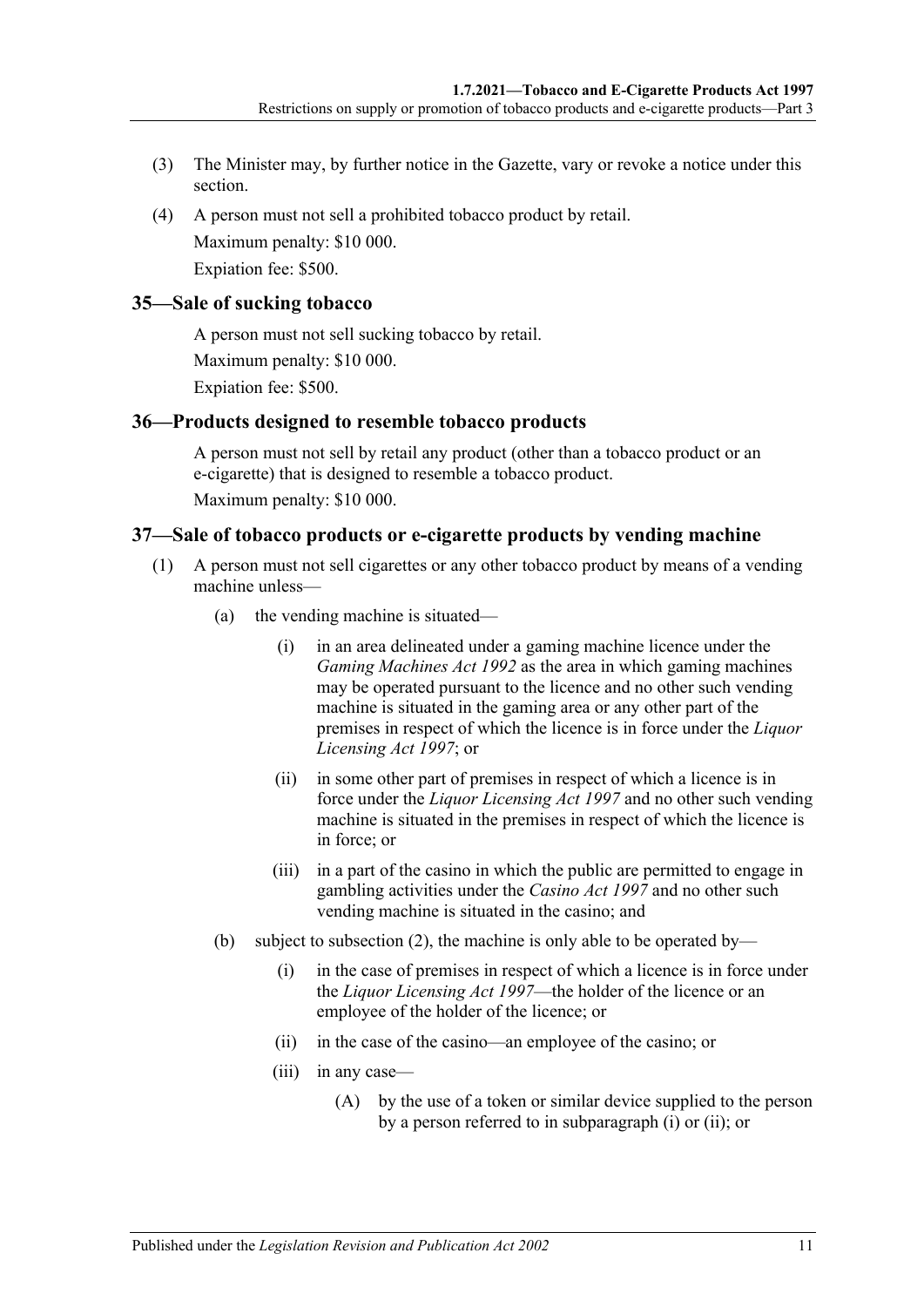(3) The Minister may, by further notice in the Gazette, vary or revoke a notice under this section.

(4) A person must not sell a prohibited tobacco product by retail.

Maximum penalty: $10 000.

Expiation fee: $500.

## 35—Sale of sucking tobacco

A person must not sell sucking tobacco by retail.

Maximum penalty: $10 000.

Expiation fee: $500.

## 36—Products designed to resemble tobacco products

A person must not sell by retail any product (other than a tobacco product or an e-cigarette) that is designed to resemble a tobacco product.

Maximum penalty: $10 000.

## 37—Sale of tobacco products or e-cigarette products by vending machine

(1) A person must not sell cigarettes or any other tobacco product by means of a vending machine unless—

(a) the vending machine is situated—

(i) in an area delineated under a gaming machine licence under the *Gaming Machines Act 1992* as the area in which gaming machines may be operated pursuant to the licence and no other such vending machine is situated in the gaming area or any other part of the premises in respect of which the licence is in force under the *Liquor Licensing Act 1997*; or

(ii) in some other part of premises in respect of which a licence is in force under the *Liquor Licensing Act 1997* and no other such vending machine is situated in the premises in respect of which the licence is in force; or

(iii) in a part of the casino in which the public are permitted to engage in gambling activities under the *Casino Act 1997* and no other such vending machine is situated in the casino; and

(b) subject to subsection (2), the machine is only able to be operated by—

(i) in the case of premises in respect of which a licence is in force under the *Liquor Licensing Act 1997*—the holder of the licence or an employee of the holder of the licence; or

(ii) in the case of the casino—an employee of the casino; or

(iii) in any case—

(A) by the use of a token or similar device supplied to the person by a person referred to in subparagraph (i) or (ii); or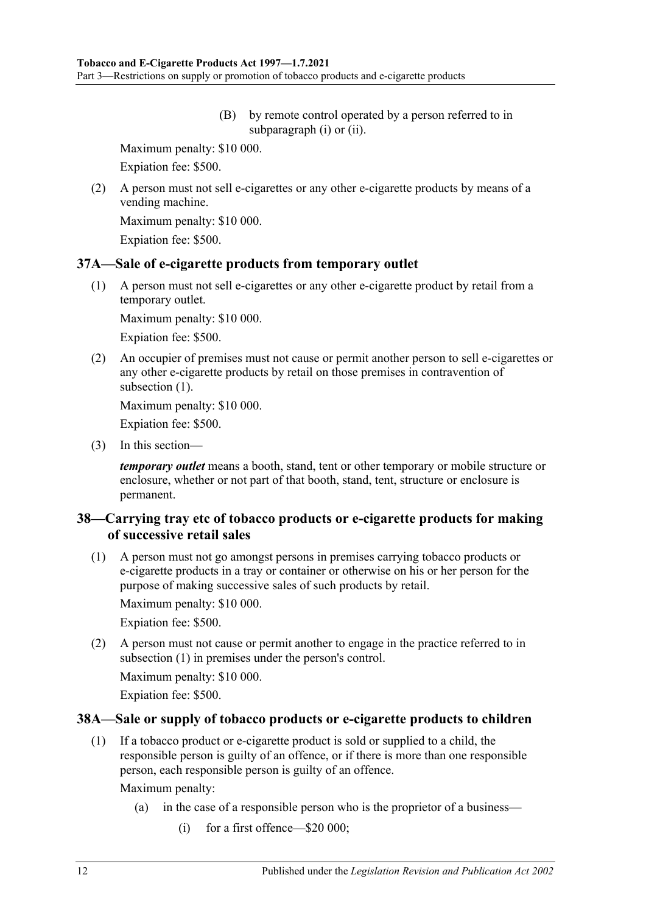(B) by remote control operated by a person referred to in subparagraph (i) or (ii).

Maximum penalty: $10 000.

Expiation fee: $500.

(2) A person must not sell e-cigarettes or any other e-cigarette products by means of a vending machine.

Maximum penalty: $10 000.

Expiation fee: $500.

## 37A—Sale of e-cigarette products from temporary outlet

(1) A person must not sell e-cigarettes or any other e-cigarette product by retail from a temporary outlet.

Maximum penalty: $10 000.

Expiation fee: $500.

(2) An occupier of premises must not cause or permit another person to sell e-cigarettes or any other e-cigarette products by retail on those premises in contravention of subsection (1).

Maximum penalty: $10 000.

Expiation fee: $500.

(3) In this section—

***temporary outlet*** means a booth, stand, tent or other temporary or mobile structure or enclosure, whether or not part of that booth, stand, tent, structure or enclosure is permanent.

## 38—Carrying tray etc of tobacco products or e-cigarette products for making of successive retail sales

(1) A person must not go amongst persons in premises carrying tobacco products or e-cigarette products in a tray or container or otherwise on his or her person for the purpose of making successive sales of such products by retail.

Maximum penalty: $10 000.

Expiation fee: $500.

(2) A person must not cause or permit another to engage in the practice referred to in subsection (1) in premises under the person's control.

Maximum penalty: $10 000.

Expiation fee: $500.

## 38A—Sale or supply of tobacco products or e-cigarette products to children

(1) If a tobacco product or e-cigarette product is sold or supplied to a child, the responsible person is guilty of an offence, or if there is more than one responsible person, each responsible person is guilty of an offence.

Maximum penalty:

(a) in the case of a responsible person who is the proprietor of a business—

(i) for a first offence—$20 000;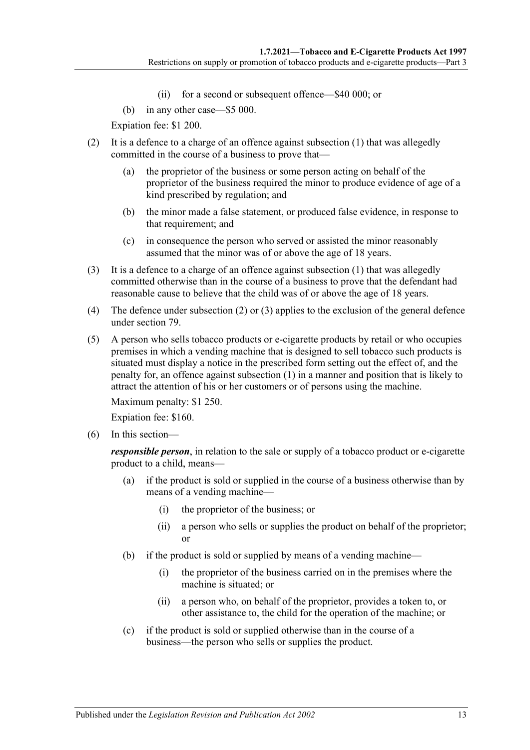(ii) for a second or subsequent offence—$40 000; or

(b) in any other case—$5 000.

Expiation fee: $1 200.

(2) It is a defence to a charge of an offence against subsection (1) that was allegedly committed in the course of a business to prove that—

(a) the proprietor of the business or some person acting on behalf of the proprietor of the business required the minor to produce evidence of age of a kind prescribed by regulation; and

(b) the minor made a false statement, or produced false evidence, in response to that requirement; and

(c) in consequence the person who served or assisted the minor reasonably assumed that the minor was of or above the age of 18 years.

(3) It is a defence to a charge of an offence against subsection (1) that was allegedly committed otherwise than in the course of a business to prove that the defendant had reasonable cause to believe that the child was of or above the age of 18 years.

(4) The defence under subsection (2) or (3) applies to the exclusion of the general defence under section 79.

(5) A person who sells tobacco products or e-cigarette products by retail or who occupies premises in which a vending machine that is designed to sell tobacco such products is situated must display a notice in the prescribed form setting out the effect of, and the penalty for, an offence against subsection (1) in a manner and position that is likely to attract the attention of his or her customers or of persons using the machine.

Maximum penalty: $1 250.

Expiation fee: $160.

(6) In this section—

***responsible person***, in relation to the sale or supply of a tobacco product or e-cigarette product to a child, means—

(a) if the product is sold or supplied in the course of a business otherwise than by means of a vending machine—

(i) the proprietor of the business; or

(ii) a person who sells or supplies the product on behalf of the proprietor; or

(b) if the product is sold or supplied by means of a vending machine—

(i) the proprietor of the business carried on in the premises where the machine is situated; or

(ii) a person who, on behalf of the proprietor, provides a token to, or other assistance to, the child for the operation of the machine; or

(c) if the product is sold or supplied otherwise than in the course of a business—the person who sells or supplies the product.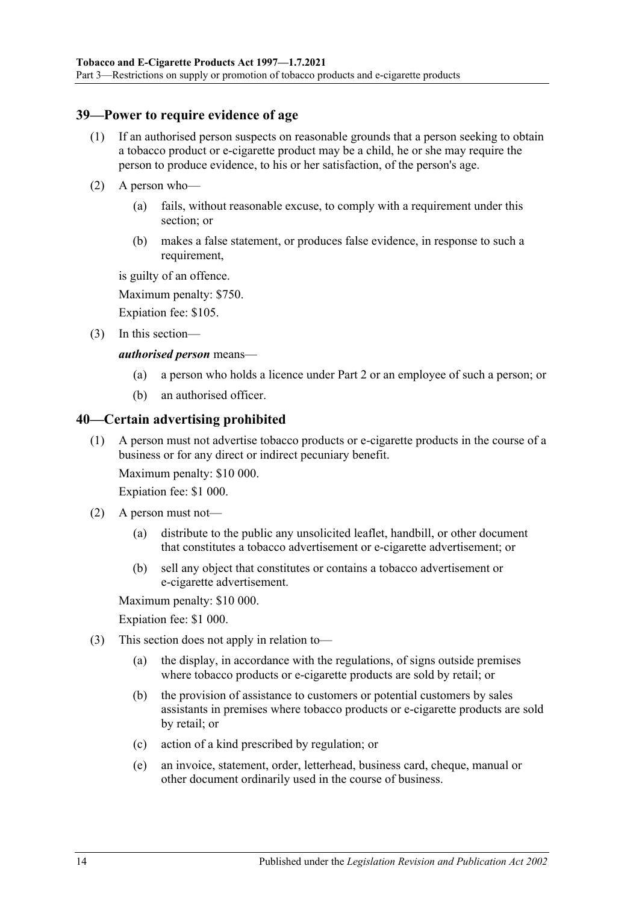## 39—Power to require evidence of age

(1) If an authorised person suspects on reasonable grounds that a person seeking to obtain a tobacco product or e-cigarette product may be a child, he or she may require the person to produce evidence, to his or her satisfaction, of the person's age.

(2) A person who—

(a) fails, without reasonable excuse, to comply with a requirement under this section; or

(b) makes a false statement, or produces false evidence, in response to such a requirement,

is guilty of an offence.

Maximum penalty: $750.

Expiation fee: $105.

(3) In this section—

***authorised person*** means—

(a) a person who holds a licence under Part 2 or an employee of such a person; or

(b) an authorised officer.

## 40—Certain advertising prohibited

(1) A person must not advertise tobacco products or e-cigarette products in the course of a business or for any direct or indirect pecuniary benefit.

Maximum penalty: $10 000.

Expiation fee: $1 000.

(2) A person must not—

(a) distribute to the public any unsolicited leaflet, handbill, or other document that constitutes a tobacco advertisement or e-cigarette advertisement; or

(b) sell any object that constitutes or contains a tobacco advertisement or e-cigarette advertisement.

Maximum penalty: $10 000.

Expiation fee: $1 000.

(3) This section does not apply in relation to—

(a) the display, in accordance with the regulations, of signs outside premises where tobacco products or e-cigarette products are sold by retail; or

(b) the provision of assistance to customers or potential customers by sales assistants in premises where tobacco products or e-cigarette products are sold by retail; or

(c) action of a kind prescribed by regulation; or

(e) an invoice, statement, order, letterhead, business card, cheque, manual or other document ordinarily used in the course of business.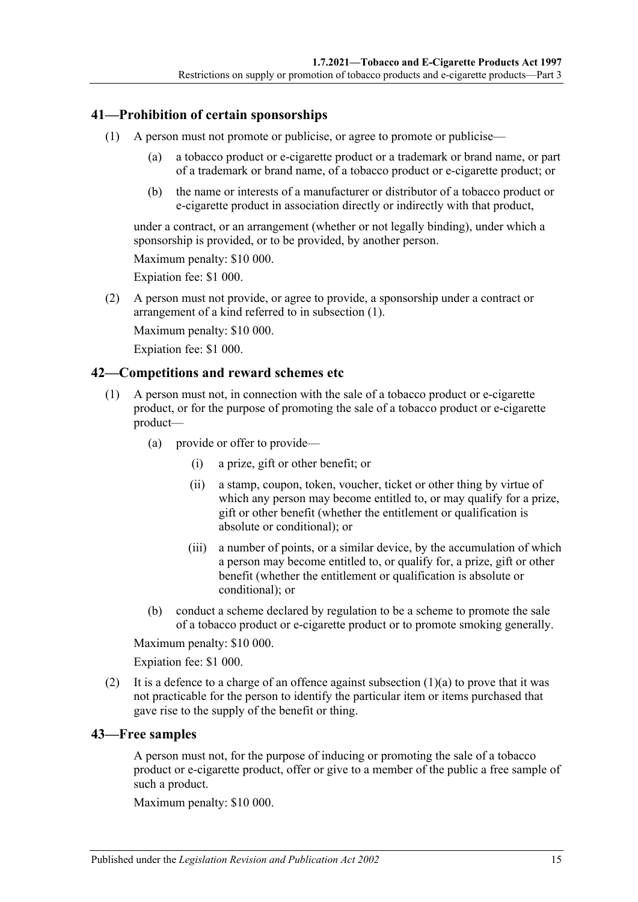## 41—Prohibition of certain sponsorships

(1) A person must not promote or publicise, or agree to promote or publicise—

(a) a tobacco product or e-cigarette product or a trademark or brand name, or part of a trademark or brand name, of a tobacco product or e-cigarette product; or

(b) the name or interests of a manufacturer or distributor of a tobacco product or e-cigarette product in association directly or indirectly with that product,

under a contract, or an arrangement (whether or not legally binding), under which a sponsorship is provided, or to be provided, by another person.

Maximum penalty: $10 000.

Expiation fee: $1 000.

(2) A person must not provide, or agree to provide, a sponsorship under a contract or arrangement of a kind referred to in subsection (1).

Maximum penalty: $10 000.

Expiation fee: $1 000.

## 42—Competitions and reward schemes etc

(1) A person must not, in connection with the sale of a tobacco product or e-cigarette product, or for the purpose of promoting the sale of a tobacco product or e-cigarette product—

(a) provide or offer to provide—

(i) a prize, gift or other benefit; or

(ii) a stamp, coupon, token, voucher, ticket or other thing by virtue of which any person may become entitled to, or may qualify for a prize, gift or other benefit (whether the entitlement or qualification is absolute or conditional); or

(iii) a number of points, or a similar device, by the accumulation of which a person may become entitled to, or qualify for, a prize, gift or other benefit (whether the entitlement or qualification is absolute or conditional); or

(b) conduct a scheme declared by regulation to be a scheme to promote the sale of a tobacco product or e-cigarette product or to promote smoking generally.

Maximum penalty: $10 000.

Expiation fee: $1 000.

(2) It is a defence to a charge of an offence against subsection (1)(a) to prove that it was not practicable for the person to identify the particular item or items purchased that gave rise to the supply of the benefit or thing.

## 43—Free samples

A person must not, for the purpose of inducing or promoting the sale of a tobacco product or e-cigarette product, offer or give to a member of the public a free sample of such a product.

Maximum penalty: $10 000.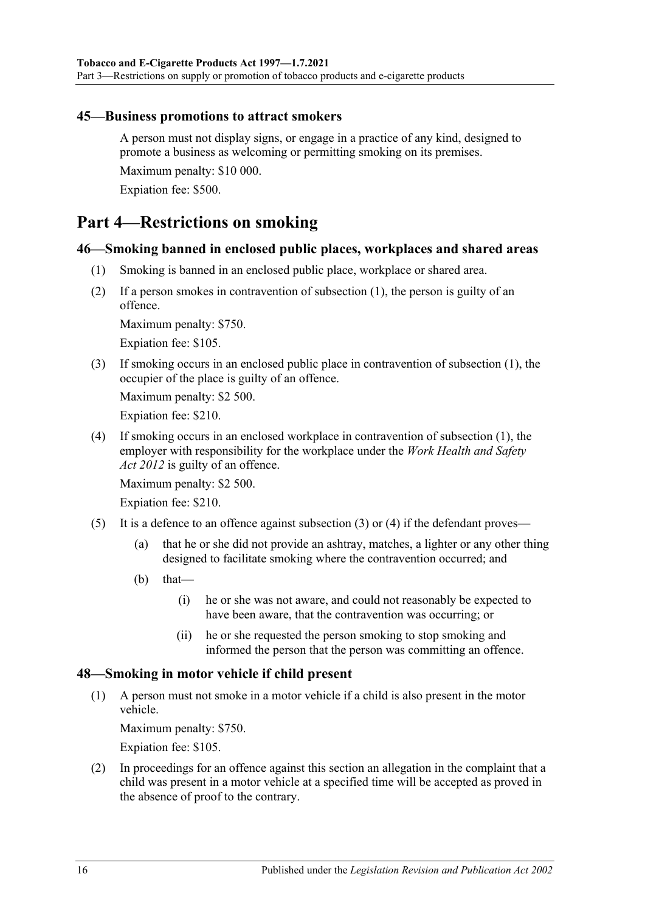### 45—Business promotions to attract smokers

A person must not display signs, or engage in a practice of any kind, designed to promote a business as welcoming or permitting smoking on its premises.

Maximum penalty: $10 000.

Expiation fee: $500.

## Part 4—Restrictions on smoking

### 46—Smoking banned in enclosed public places, workplaces and shared areas

(1) Smoking is banned in an enclosed public place, workplace or shared area.

(2) If a person smokes in contravention of subsection (1), the person is guilty of an offence.

Maximum penalty: $750.

Expiation fee: $105.

(3) If smoking occurs in an enclosed public place in contravention of subsection (1), the occupier of the place is guilty of an offence.

Maximum penalty: $2 500.

Expiation fee: $210.

(4) If smoking occurs in an enclosed workplace in contravention of subsection (1), the employer with responsibility for the workplace under the *Work Health and Safety Act 2012* is guilty of an offence.

Maximum penalty: $2 500.

Expiation fee: $210.

(5) It is a defence to an offence against subsection (3) or (4) if the defendant proves—

(a) that he or she did not provide an ashtray, matches, a lighter or any other thing designed to facilitate smoking where the contravention occurred; and

(b) that—

(i) he or she was not aware, and could not reasonably be expected to have been aware, that the contravention was occurring; or

(ii) he or she requested the person smoking to stop smoking and informed the person that the person was committing an offence.

### 48—Smoking in motor vehicle if child present

(1) A person must not smoke in a motor vehicle if a child is also present in the motor vehicle.

Maximum penalty: $750.

Expiation fee: $105.

(2) In proceedings for an offence against this section an allegation in the complaint that a child was present in a motor vehicle at a specified time will be accepted as proved in the absence of proof to the contrary.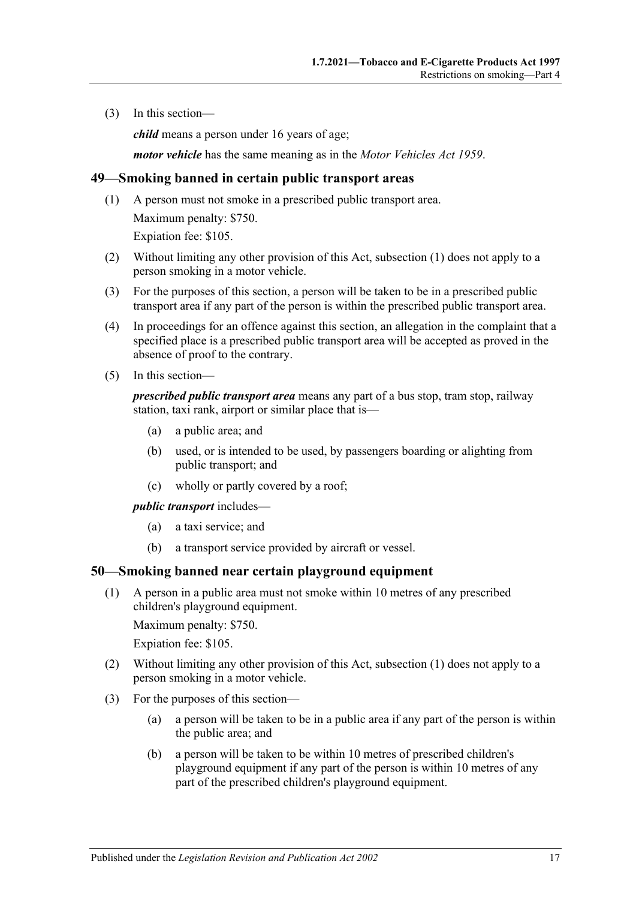(3) In this section—

*child* means a person under 16 years of age;

*motor vehicle* has the same meaning as in the *Motor Vehicles Act 1959*.

## 49—Smoking banned in certain public transport areas

(1) A person must not smoke in a prescribed public transport area.

Maximum penalty: $750.

Expiation fee: $105.

(2) Without limiting any other provision of this Act, subsection (1) does not apply to a person smoking in a motor vehicle.

(3) For the purposes of this section, a person will be taken to be in a prescribed public transport area if any part of the person is within the prescribed public transport area.

(4) In proceedings for an offence against this section, an allegation in the complaint that a specified place is a prescribed public transport area will be accepted as proved in the absence of proof to the contrary.

(5) In this section—

*prescribed public transport area* means any part of a bus stop, tram stop, railway station, taxi rank, airport or similar place that is—

- (a) a public area; and
- (b) used, or is intended to be used, by passengers boarding or alighting from public transport; and
- (c) wholly or partly covered by a roof;

*public transport* includes—

- (a) a taxi service; and
- (b) a transport service provided by aircraft or vessel.

## 50—Smoking banned near certain playground equipment

(1) A person in a public area must not smoke within 10 metres of any prescribed children's playground equipment.

Maximum penalty: $750.

Expiation fee: $105.

(2) Without limiting any other provision of this Act, subsection (1) does not apply to a person smoking in a motor vehicle.

(3) For the purposes of this section—

- (a) a person will be taken to be in a public area if any part of the person is within the public area; and
- (b) a person will be taken to be within 10 metres of prescribed children's playground equipment if any part of the person is within 10 metres of any part of the prescribed children's playground equipment.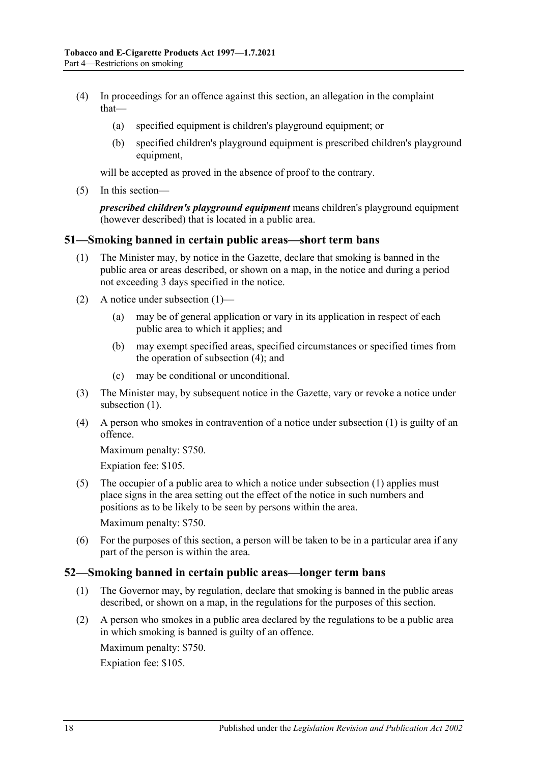(4) In proceedings for an offence against this section, an allegation in the complaint that—

(a) specified equipment is children's playground equipment; or

(b) specified children's playground equipment is prescribed children's playground equipment,

will be accepted as proved in the absence of proof to the contrary.

(5) In this section—

***prescribed children's playground equipment*** means children's playground equipment (however described) that is located in a public area.

## 51—Smoking banned in certain public areas—short term bans

(1) The Minister may, by notice in the Gazette, declare that smoking is banned in the public area or areas described, or shown on a map, in the notice and during a period not exceeding 3 days specified in the notice.

(2) A notice under subsection (1)—

(a) may be of general application or vary in its application in respect of each public area to which it applies; and

(b) may exempt specified areas, specified circumstances or specified times from the operation of subsection (4); and

(c) may be conditional or unconditional.

(3) The Minister may, by subsequent notice in the Gazette, vary or revoke a notice under subsection (1).

(4) A person who smokes in contravention of a notice under subsection (1) is guilty of an offence.

Maximum penalty: $750.

Expiation fee: $105.

(5) The occupier of a public area to which a notice under subsection (1) applies must place signs in the area setting out the effect of the notice in such numbers and positions as to be likely to be seen by persons within the area.

Maximum penalty: $750.

(6) For the purposes of this section, a person will be taken to be in a particular area if any part of the person is within the area.

## 52—Smoking banned in certain public areas—longer term bans

(1) The Governor may, by regulation, declare that smoking is banned in the public areas described, or shown on a map, in the regulations for the purposes of this section.

(2) A person who smokes in a public area declared by the regulations to be a public area in which smoking is banned is guilty of an offence.

Maximum penalty: $750.

Expiation fee: $105.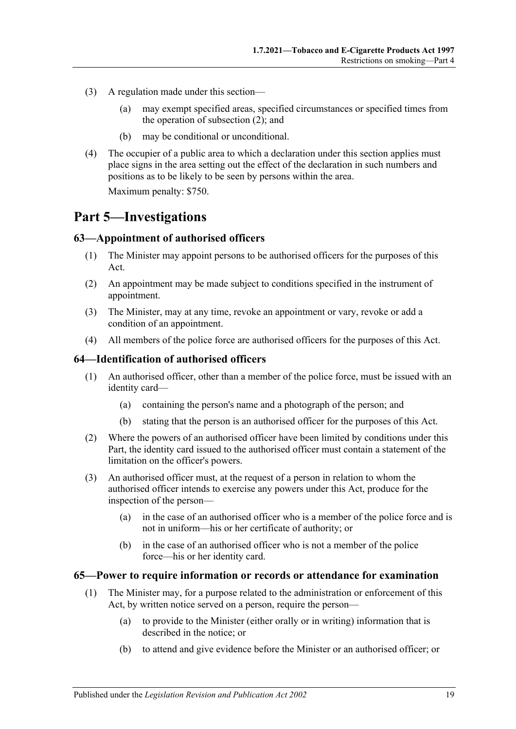(3) A regulation made under this section—

(a) may exempt specified areas, specified circumstances or specified times from the operation of subsection (2); and

(b) may be conditional or unconditional.

(4) The occupier of a public area to which a declaration under this section applies must place signs in the area setting out the effect of the declaration in such numbers and positions as to be likely to be seen by persons within the area.

Maximum penalty: $750.

# Part 5—Investigations

## 63—Appointment of authorised officers

(1) The Minister may appoint persons to be authorised officers for the purposes of this Act.

(2) An appointment may be made subject to conditions specified in the instrument of appointment.

(3) The Minister, may at any time, revoke an appointment or vary, revoke or add a condition of an appointment.

(4) All members of the police force are authorised officers for the purposes of this Act.

## 64—Identification of authorised officers

(1) An authorised officer, other than a member of the police force, must be issued with an identity card—

(a) containing the person's name and a photograph of the person; and

(b) stating that the person is an authorised officer for the purposes of this Act.

(2) Where the powers of an authorised officer have been limited by conditions under this Part, the identity card issued to the authorised officer must contain a statement of the limitation on the officer's powers.

(3) An authorised officer must, at the request of a person in relation to whom the authorised officer intends to exercise any powers under this Act, produce for the inspection of the person—

(a) in the case of an authorised officer who is a member of the police force and is not in uniform—his or her certificate of authority; or

(b) in the case of an authorised officer who is not a member of the police force—his or her identity card.

## 65—Power to require information or records or attendance for examination

(1) The Minister may, for a purpose related to the administration or enforcement of this Act, by written notice served on a person, require the person—

(a) to provide to the Minister (either orally or in writing) information that is described in the notice; or

(b) to attend and give evidence before the Minister or an authorised officer; or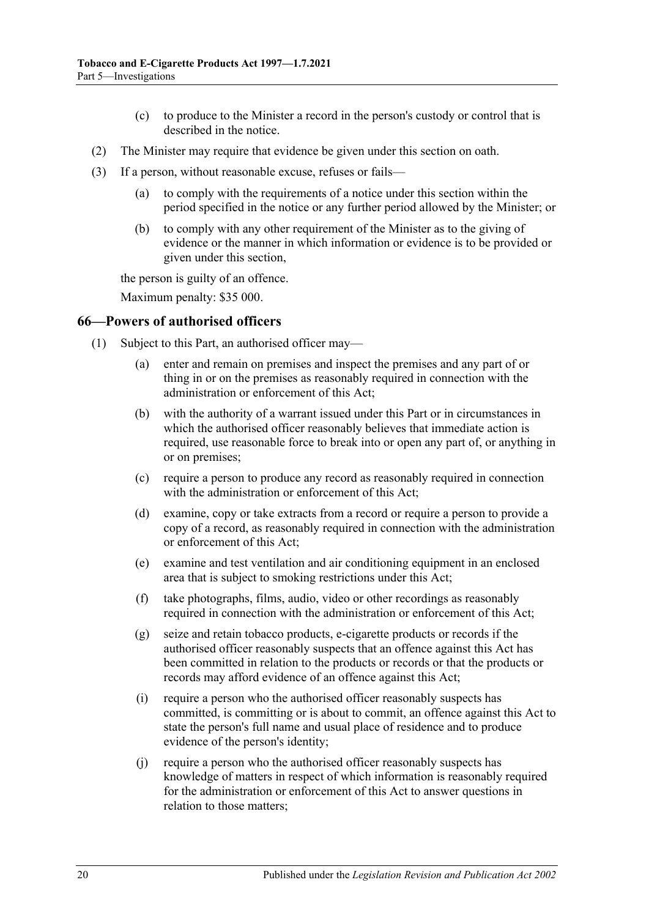(c) to produce to the Minister a record in the person's custody or control that is described in the notice.

(2) The Minister may require that evidence be given under this section on oath.

(3) If a person, without reasonable excuse, refuses or fails—

(a) to comply with the requirements of a notice under this section within the period specified in the notice or any further period allowed by the Minister; or

(b) to comply with any other requirement of the Minister as to the giving of evidence or the manner in which information or evidence is to be provided or given under this section,

the person is guilty of an offence.

Maximum penalty: $35 000.

## 66—Powers of authorised officers

(1) Subject to this Part, an authorised officer may—

(a) enter and remain on premises and inspect the premises and any part of or thing in or on the premises as reasonably required in connection with the administration or enforcement of this Act;

(b) with the authority of a warrant issued under this Part or in circumstances in which the authorised officer reasonably believes that immediate action is required, use reasonable force to break into or open any part of, or anything in or on premises;

(c) require a person to produce any record as reasonably required in connection with the administration or enforcement of this Act;

(d) examine, copy or take extracts from a record or require a person to provide a copy of a record, as reasonably required in connection with the administration or enforcement of this Act;

(e) examine and test ventilation and air conditioning equipment in an enclosed area that is subject to smoking restrictions under this Act;

(f) take photographs, films, audio, video or other recordings as reasonably required in connection with the administration or enforcement of this Act;

(g) seize and retain tobacco products, e-cigarette products or records if the authorised officer reasonably suspects that an offence against this Act has been committed in relation to the products or records or that the products or records may afford evidence of an offence against this Act;

(i) require a person who the authorised officer reasonably suspects has committed, is committing or is about to commit, an offence against this Act to state the person's full name and usual place of residence and to produce evidence of the person's identity;

(j) require a person who the authorised officer reasonably suspects has knowledge of matters in respect of which information is reasonably required for the administration or enforcement of this Act to answer questions in relation to those matters;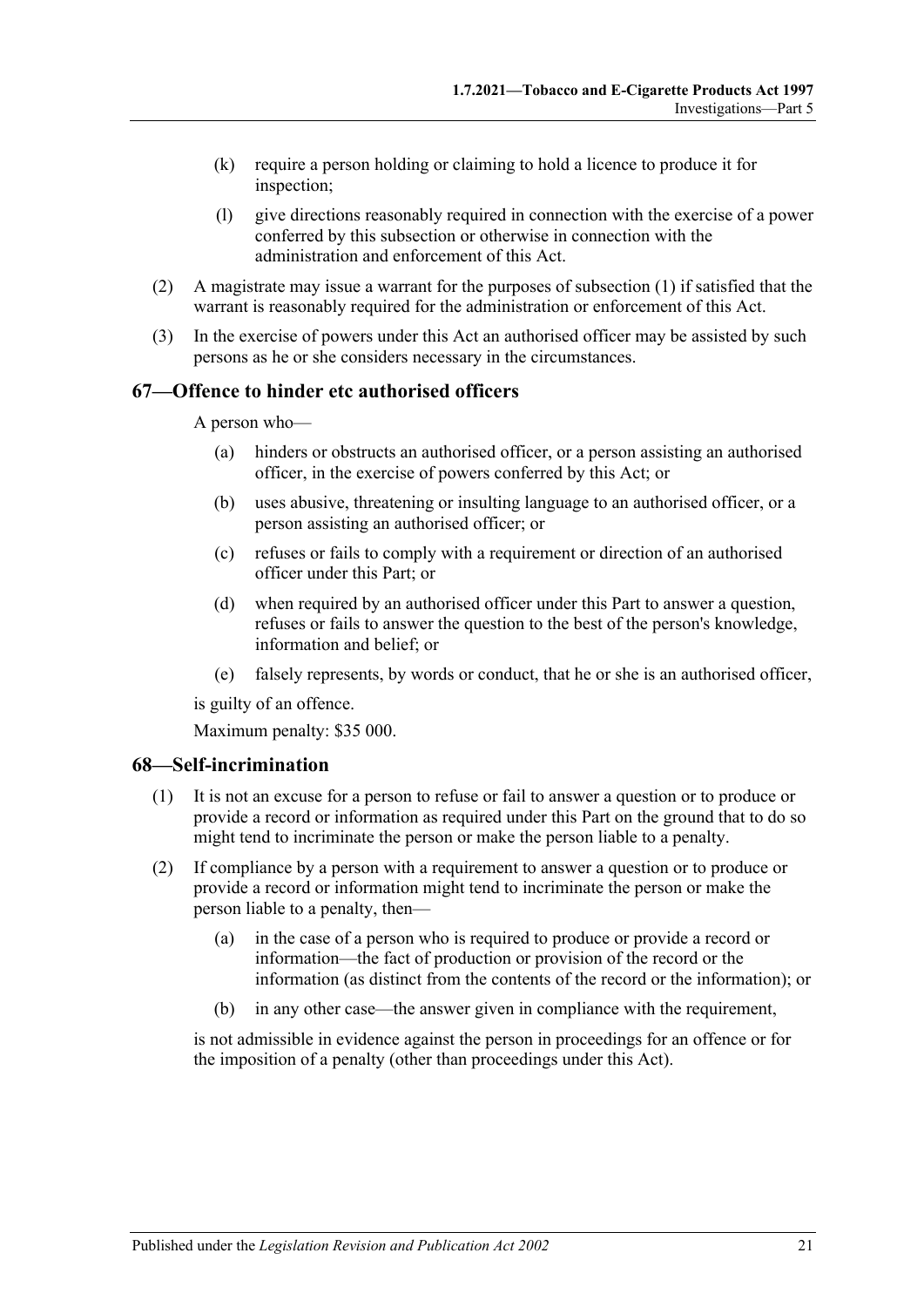(k) require a person holding or claiming to hold a licence to produce it for inspection;

(l) give directions reasonably required in connection with the exercise of a power conferred by this subsection or otherwise in connection with the administration and enforcement of this Act.

(2) A magistrate may issue a warrant for the purposes of subsection (1) if satisfied that the warrant is reasonably required for the administration or enforcement of this Act.

(3) In the exercise of powers under this Act an authorised officer may be assisted by such persons as he or she considers necessary in the circumstances.

## 67—Offence to hinder etc authorised officers

A person who—

(a) hinders or obstructs an authorised officer, or a person assisting an authorised officer, in the exercise of powers conferred by this Act; or

(b) uses abusive, threatening or insulting language to an authorised officer, or a person assisting an authorised officer; or

(c) refuses or fails to comply with a requirement or direction of an authorised officer under this Part; or

(d) when required by an authorised officer under this Part to answer a question, refuses or fails to answer the question to the best of the person's knowledge, information and belief; or

(e) falsely represents, by words or conduct, that he or she is an authorised officer,

is guilty of an offence.

Maximum penalty: $35 000.

## 68—Self-incrimination

(1) It is not an excuse for a person to refuse or fail to answer a question or to produce or provide a record or information as required under this Part on the ground that to do so might tend to incriminate the person or make the person liable to a penalty.

(2) If compliance by a person with a requirement to answer a question or to produce or provide a record or information might tend to incriminate the person or make the person liable to a penalty, then—

(a) in the case of a person who is required to produce or provide a record or information—the fact of production or provision of the record or the information (as distinct from the contents of the record or the information); or

(b) in any other case—the answer given in compliance with the requirement,

is not admissible in evidence against the person in proceedings for an offence or for the imposition of a penalty (other than proceedings under this Act).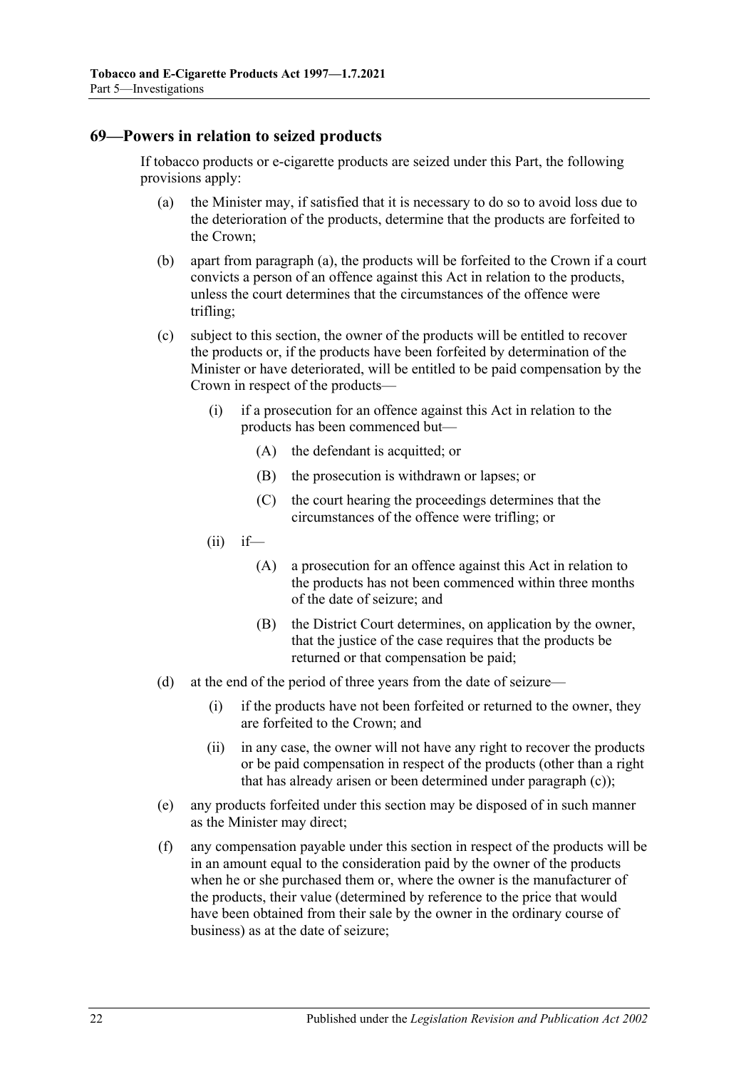## 69—Powers in relation to seized products

If tobacco products or e-cigarette products are seized under this Part, the following provisions apply:

(a) the Minister may, if satisfied that it is necessary to do so to avoid loss due to the deterioration of the products, determine that the products are forfeited to the Crown;

(b) apart from paragraph (a), the products will be forfeited to the Crown if a court convicts a person of an offence against this Act in relation to the products, unless the court determines that the circumstances of the offence were trifling;

(c) subject to this section, the owner of the products will be entitled to recover the products or, if the products have been forfeited by determination of the Minister or have deteriorated, will be entitled to be paid compensation by the Crown in respect of the products—

  (i) if a prosecution for an offence against this Act in relation to the products has been commenced but—

    (A) the defendant is acquitted; or

    (B) the prosecution is withdrawn or lapses; or

    (C) the court hearing the proceedings determines that the circumstances of the offence were trifling; or

  (ii) if—

    (A) a prosecution for an offence against this Act in relation to the products has not been commenced within three months of the date of seizure; and

    (B) the District Court determines, on application by the owner, that the justice of the case requires that the products be returned or that compensation be paid;

(d) at the end of the period of three years from the date of seizure—

  (i) if the products have not been forfeited or returned to the owner, they are forfeited to the Crown; and

  (ii) in any case, the owner will not have any right to recover the products or be paid compensation in respect of the products (other than a right that has already arisen or been determined under paragraph (c));

(e) any products forfeited under this section may be disposed of in such manner as the Minister may direct;

(f) any compensation payable under this section in respect of the products will be in an amount equal to the consideration paid by the owner of the products when he or she purchased them or, where the owner is the manufacturer of the products, their value (determined by reference to the price that would have been obtained from their sale by the owner in the ordinary course of business) as at the date of seizure;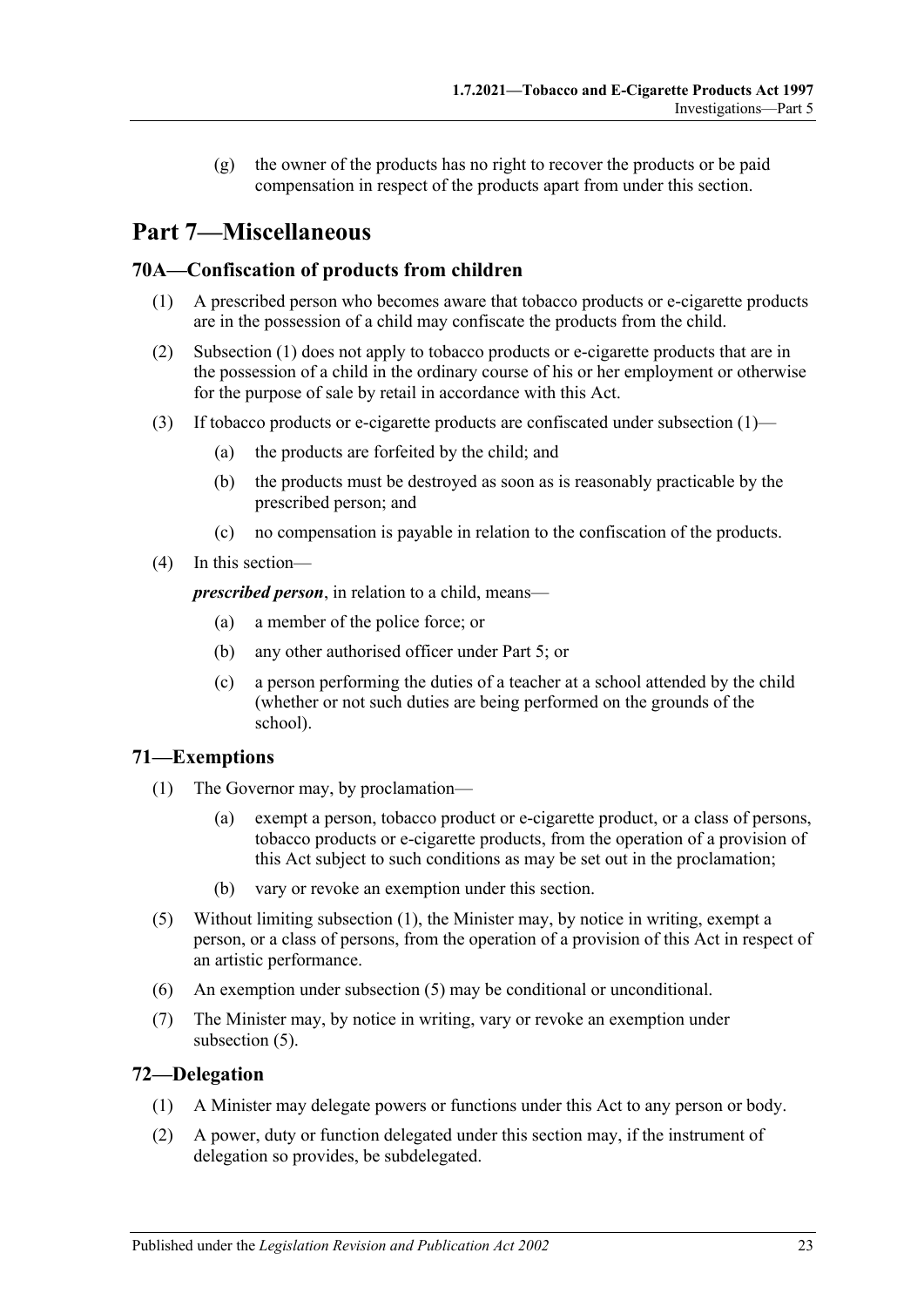(g) the owner of the products has no right to recover the products or be paid compensation in respect of the products apart from under this section.

# Part 7—Miscellaneous

## 70A—Confiscation of products from children

(1) A prescribed person who becomes aware that tobacco products or e-cigarette products are in the possession of a child may confiscate the products from the child.

(2) Subsection (1) does not apply to tobacco products or e-cigarette products that are in the possession of a child in the ordinary course of his or her employment or otherwise for the purpose of sale by retail in accordance with this Act.

(3) If tobacco products or e-cigarette products are confiscated under subsection (1)—

(a) the products are forfeited by the child; and

(b) the products must be destroyed as soon as is reasonably practicable by the prescribed person; and

(c) no compensation is payable in relation to the confiscation of the products.

(4) In this section—

***prescribed person***, in relation to a child, means—

(a) a member of the police force; or

(b) any other authorised officer under Part 5; or

(c) a person performing the duties of a teacher at a school attended by the child (whether or not such duties are being performed on the grounds of the school).

## 71—Exemptions

(1) The Governor may, by proclamation—

(a) exempt a person, tobacco product or e-cigarette product, or a class of persons, tobacco products or e-cigarette products, from the operation of a provision of this Act subject to such conditions as may be set out in the proclamation;

(b) vary or revoke an exemption under this section.

(5) Without limiting subsection (1), the Minister may, by notice in writing, exempt a person, or a class of persons, from the operation of a provision of this Act in respect of an artistic performance.

(6) An exemption under subsection (5) may be conditional or unconditional.

(7) The Minister may, by notice in writing, vary or revoke an exemption under subsection (5).

## 72—Delegation

(1) A Minister may delegate powers or functions under this Act to any person or body.

(2) A power, duty or function delegated under this section may, if the instrument of delegation so provides, be subdelegated.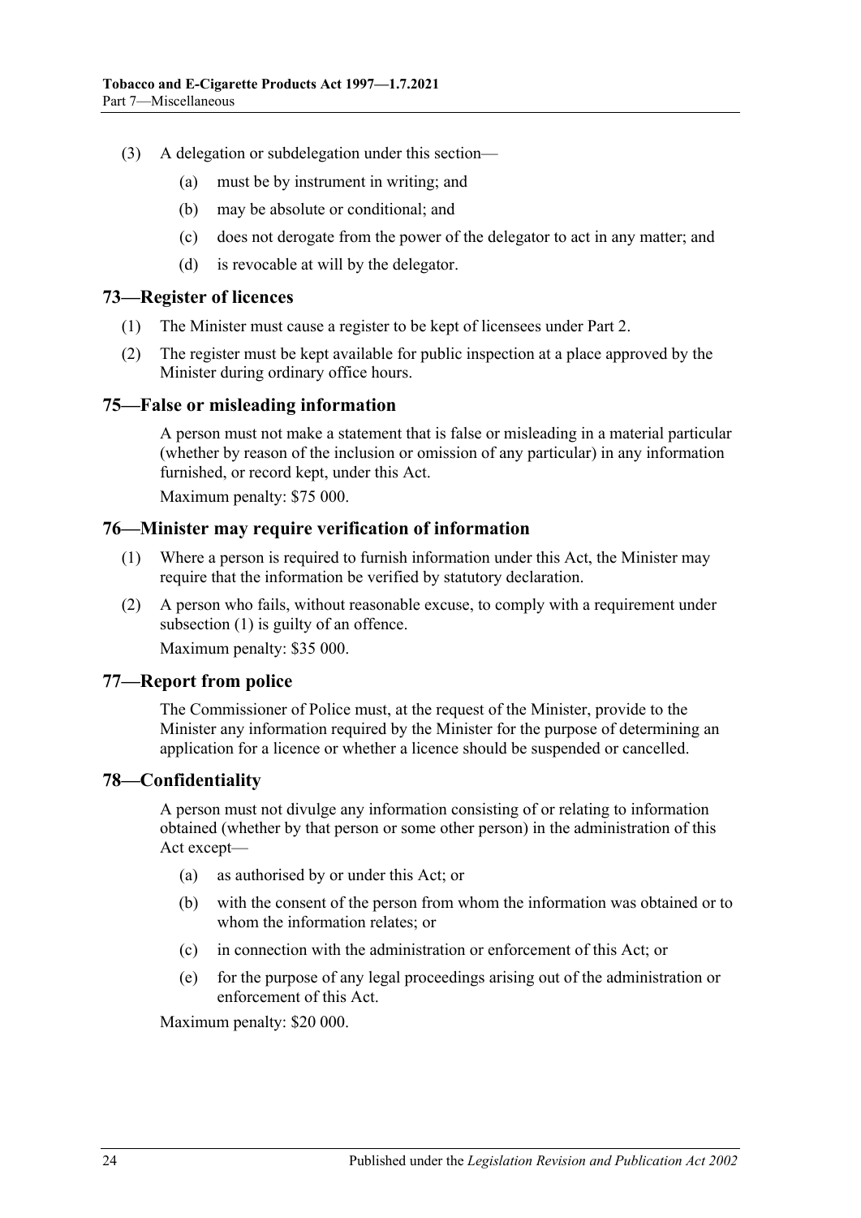(3) A delegation or subdelegation under this section—

(a) must be by instrument in writing; and

(b) may be absolute or conditional; and

(c) does not derogate from the power of the delegator to act in any matter; and

(d) is revocable at will by the delegator.

## 73—Register of licences

(1) The Minister must cause a register to be kept of licensees under Part 2.

(2) The register must be kept available for public inspection at a place approved by the Minister during ordinary office hours.

## 75—False or misleading information

A person must not make a statement that is false or misleading in a material particular (whether by reason of the inclusion or omission of any particular) in any information furnished, or record kept, under this Act.

Maximum penalty: $75 000.

## 76—Minister may require verification of information

(1) Where a person is required to furnish information under this Act, the Minister may require that the information be verified by statutory declaration.

(2) A person who fails, without reasonable excuse, to comply with a requirement under subsection (1) is guilty of an offence.

Maximum penalty: $35 000.

## 77—Report from police

The Commissioner of Police must, at the request of the Minister, provide to the Minister any information required by the Minister for the purpose of determining an application for a licence or whether a licence should be suspended or cancelled.

## 78—Confidentiality

A person must not divulge any information consisting of or relating to information obtained (whether by that person or some other person) in the administration of this Act except—

(a) as authorised by or under this Act; or

(b) with the consent of the person from whom the information was obtained or to whom the information relates; or

(c) in connection with the administration or enforcement of this Act; or

(e) for the purpose of any legal proceedings arising out of the administration or enforcement of this Act.

Maximum penalty: $20 000.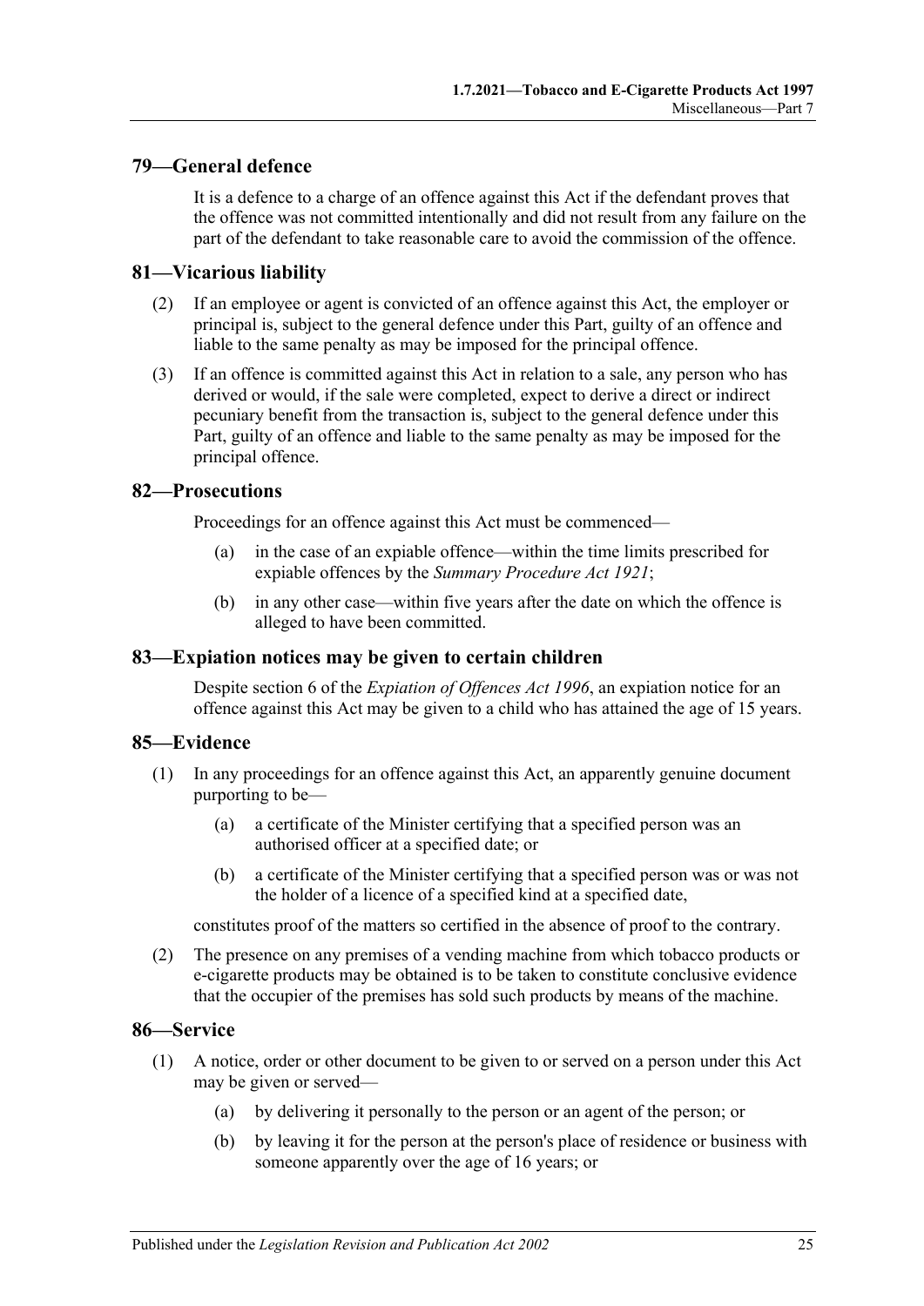## 79—General defence

It is a defence to a charge of an offence against this Act if the defendant proves that the offence was not committed intentionally and did not result from any failure on the part of the defendant to take reasonable care to avoid the commission of the offence.

## 81—Vicarious liability

(2) If an employee or agent is convicted of an offence against this Act, the employer or principal is, subject to the general defence under this Part, guilty of an offence and liable to the same penalty as may be imposed for the principal offence.

(3) If an offence is committed against this Act in relation to a sale, any person who has derived or would, if the sale were completed, expect to derive a direct or indirect pecuniary benefit from the transaction is, subject to the general defence under this Part, guilty of an offence and liable to the same penalty as may be imposed for the principal offence.

## 82—Prosecutions

Proceedings for an offence against this Act must be commenced—

(a) in the case of an expiable offence—within the time limits prescribed for expiable offences by the *Summary Procedure Act 1921*;

(b) in any other case—within five years after the date on which the offence is alleged to have been committed.

## 83—Expiation notices may be given to certain children

Despite section 6 of the *Expiation of Offences Act 1996*, an expiation notice for an offence against this Act may be given to a child who has attained the age of 15 years.

## 85—Evidence

(1) In any proceedings for an offence against this Act, an apparently genuine document purporting to be—

(a) a certificate of the Minister certifying that a specified person was an authorised officer at a specified date; or

(b) a certificate of the Minister certifying that a specified person was or was not the holder of a licence of a specified kind at a specified date,

constitutes proof of the matters so certified in the absence of proof to the contrary.

(2) The presence on any premises of a vending machine from which tobacco products or e-cigarette products may be obtained is to be taken to constitute conclusive evidence that the occupier of the premises has sold such products by means of the machine.

## 86—Service

(1) A notice, order or other document to be given to or served on a person under this Act may be given or served—

(a) by delivering it personally to the person or an agent of the person; or

(b) by leaving it for the person at the person's place of residence or business with someone apparently over the age of 16 years; or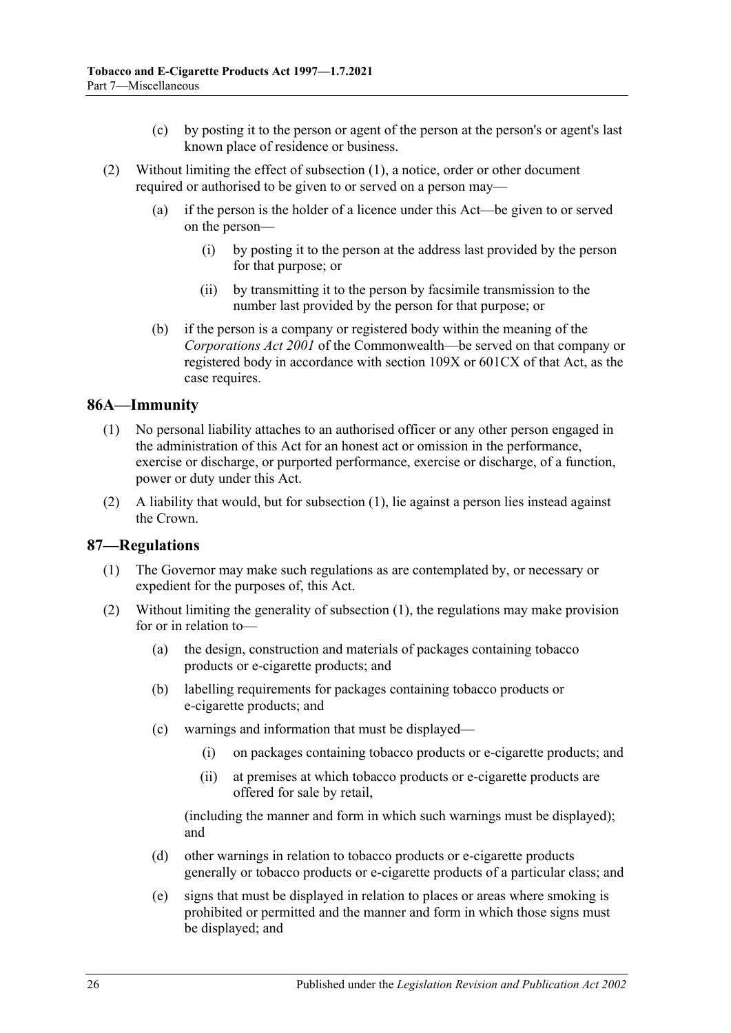(c) by posting it to the person or agent of the person at the person's or agent's last known place of residence or business.

(2) Without limiting the effect of subsection (1), a notice, order or other document required or authorised to be given to or served on a person may—

(a) if the person is the holder of a licence under this Act—be given to or served on the person—

(i) by posting it to the person at the address last provided by the person for that purpose; or

(ii) by transmitting it to the person by facsimile transmission to the number last provided by the person for that purpose; or

(b) if the person is a company or registered body within the meaning of the *Corporations Act 2001* of the Commonwealth—be served on that company or registered body in accordance with section 109X or 601CX of that Act, as the case requires.

## 86A—Immunity

(1) No personal liability attaches to an authorised officer or any other person engaged in the administration of this Act for an honest act or omission in the performance, exercise or discharge, or purported performance, exercise or discharge, of a function, power or duty under this Act.

(2) A liability that would, but for subsection (1), lie against a person lies instead against the Crown.

## 87—Regulations

(1) The Governor may make such regulations as are contemplated by, or necessary or expedient for the purposes of, this Act.

(2) Without limiting the generality of subsection (1), the regulations may make provision for or in relation to—

(a) the design, construction and materials of packages containing tobacco products or e-cigarette products; and

(b) labelling requirements for packages containing tobacco products or e-cigarette products; and

(c) warnings and information that must be displayed—

(i) on packages containing tobacco products or e-cigarette products; and

(ii) at premises at which tobacco products or e-cigarette products are offered for sale by retail,

(including the manner and form in which such warnings must be displayed); and

(d) other warnings in relation to tobacco products or e-cigarette products generally or tobacco products or e-cigarette products of a particular class; and

(e) signs that must be displayed in relation to places or areas where smoking is prohibited or permitted and the manner and form in which those signs must be displayed; and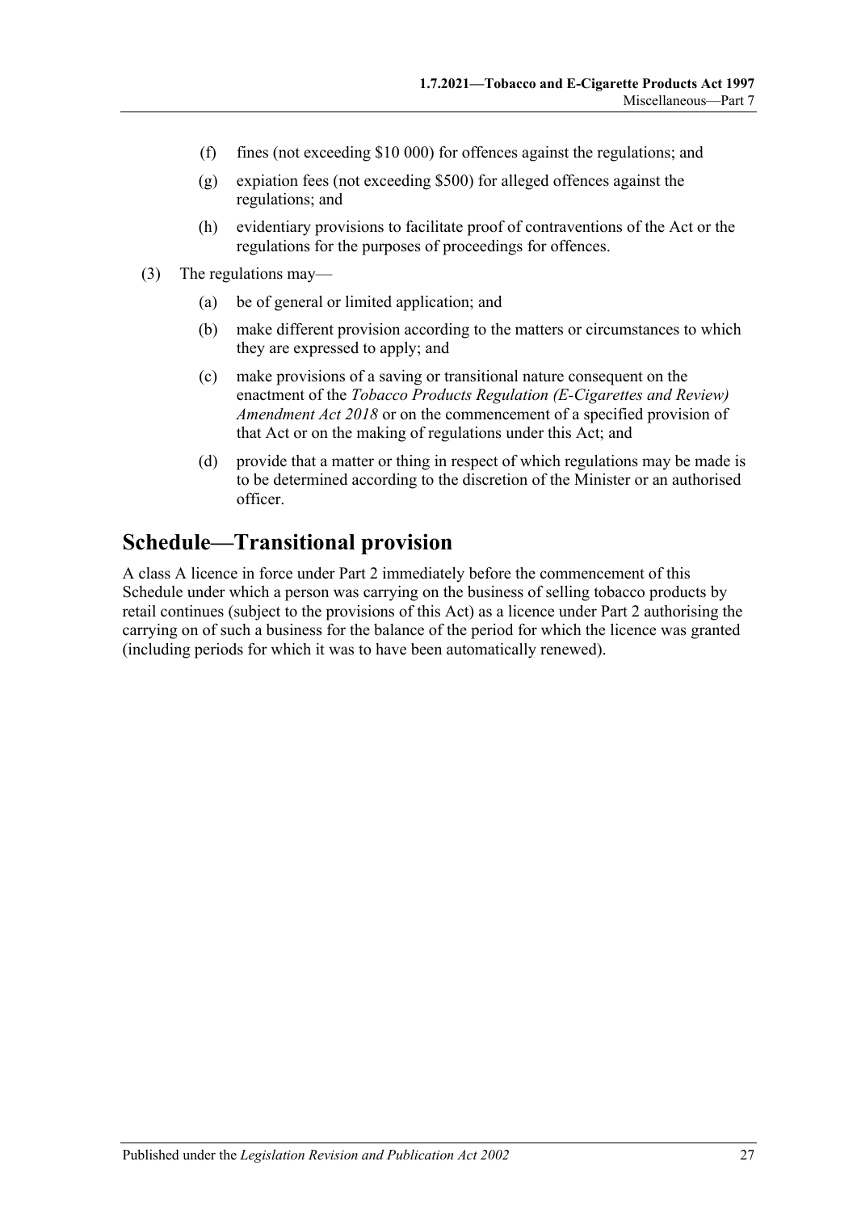(f) fines (not exceeding $10 000) for offences against the regulations; and

(g) expiation fees (not exceeding $500) for alleged offences against the regulations; and

(h) evidentiary provisions to facilitate proof of contraventions of the Act or the regulations for the purposes of proceedings for offences.

(3) The regulations may—

(a) be of general or limited application; and

(b) make different provision according to the matters or circumstances to which they are expressed to apply; and

(c) make provisions of a saving or transitional nature consequent on the enactment of the *Tobacco Products Regulation (E-Cigarettes and Review) Amendment Act 2018* or on the commencement of a specified provision of that Act or on the making of regulations under this Act; and

(d) provide that a matter or thing in respect of which regulations may be made is to be determined according to the discretion of the Minister or an authorised officer.

# Schedule—Transitional provision

A class A licence in force under Part 2 immediately before the commencement of this Schedule under which a person was carrying on the business of selling tobacco products by retail continues (subject to the provisions of this Act) as a licence under Part 2 authorising the carrying on of such a business for the balance of the period for which the licence was granted (including periods for which it was to have been automatically renewed).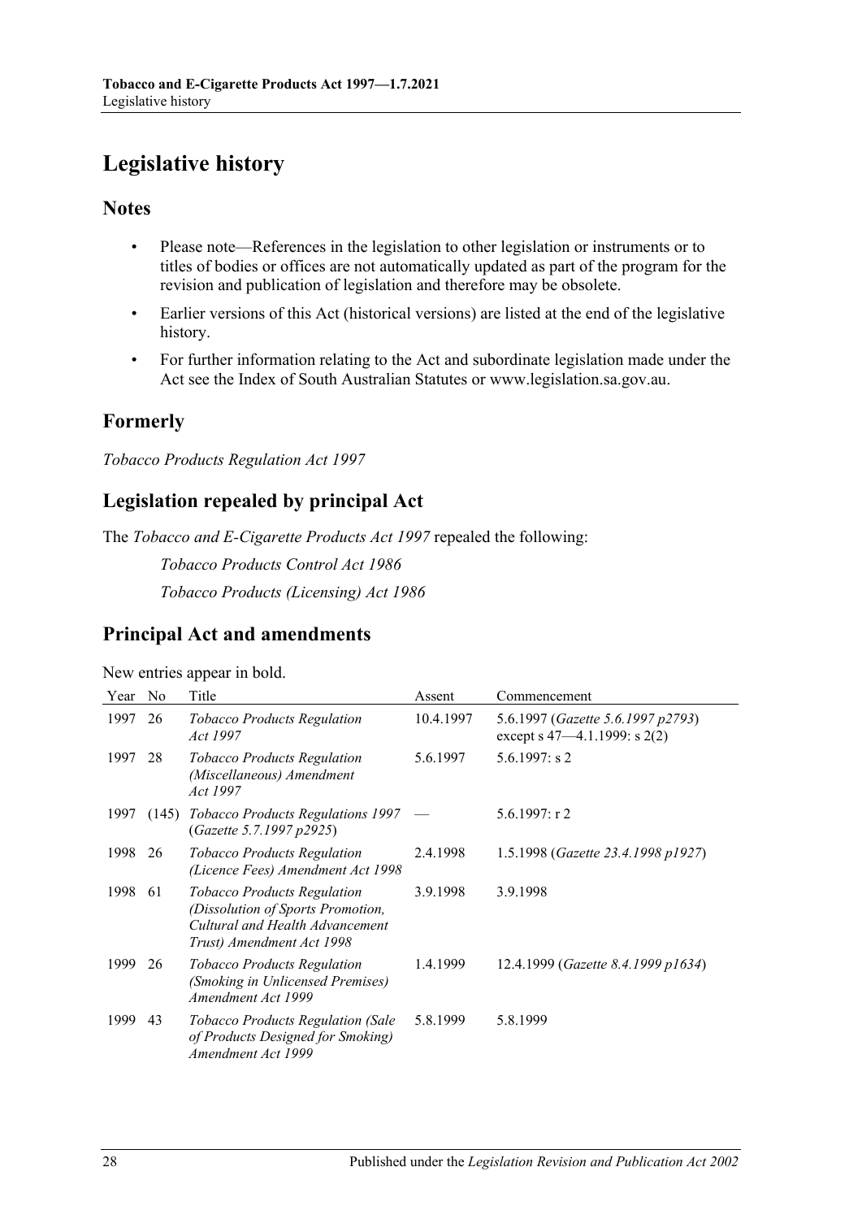# Legislative history

## Notes

- Please note—References in the legislation to other legislation or instruments or to titles of bodies or offices are not automatically updated as part of the program for the revision and publication of legislation and therefore may be obsolete.
- Earlier versions of this Act (historical versions) are listed at the end of the legislative history.
- For further information relating to the Act and subordinate legislation made under the Act see the Index of South Australian Statutes or www.legislation.sa.gov.au.

## Formerly

*Tobacco Products Regulation Act 1997*

## Legislation repealed by principal Act

The *Tobacco and E-Cigarette Products Act 1997* repealed the following:

*Tobacco Products Control Act 1986*

*Tobacco Products (Licensing) Act 1986*

## Principal Act and amendments

New entries appear in bold.

| Year | No | Title | Assent | Commencement |
|---|---|---|---|---|
| 1997 | 26 | *Tobacco Products Regulation Act 1997* | 10.4.1997 | 5.6.1997 (*Gazette 5.6.1997 p2793*) except s 47—4.1.1999: s 2(2) |
| 1997 | 28 | *Tobacco Products Regulation (Miscellaneous) Amendment Act 1997* | 5.6.1997 | 5.6.1997: s 2 |
| 1997 | (145) | *Tobacco Products Regulations 1997* (*Gazette 5.7.1997 p2925*) | — | 5.6.1997: r 2 |
| 1998 | 26 | *Tobacco Products Regulation (Licence Fees) Amendment Act 1998* | 2.4.1998 | 1.5.1998 (*Gazette 23.4.1998 p1927*) |
| 1998 | 61 | *Tobacco Products Regulation (Dissolution of Sports Promotion, Cultural and Health Advancement Trust) Amendment Act 1998* | 3.9.1998 | 3.9.1998 |
| 1999 | 26 | *Tobacco Products Regulation (Smoking in Unlicensed Premises) Amendment Act 1999* | 1.4.1999 | 12.4.1999 (*Gazette 8.4.1999 p1634*) |
| 1999 | 43 | *Tobacco Products Regulation (Sale of Products Designed for Smoking) Amendment Act 1999* | 5.8.1999 | 5.8.1999 |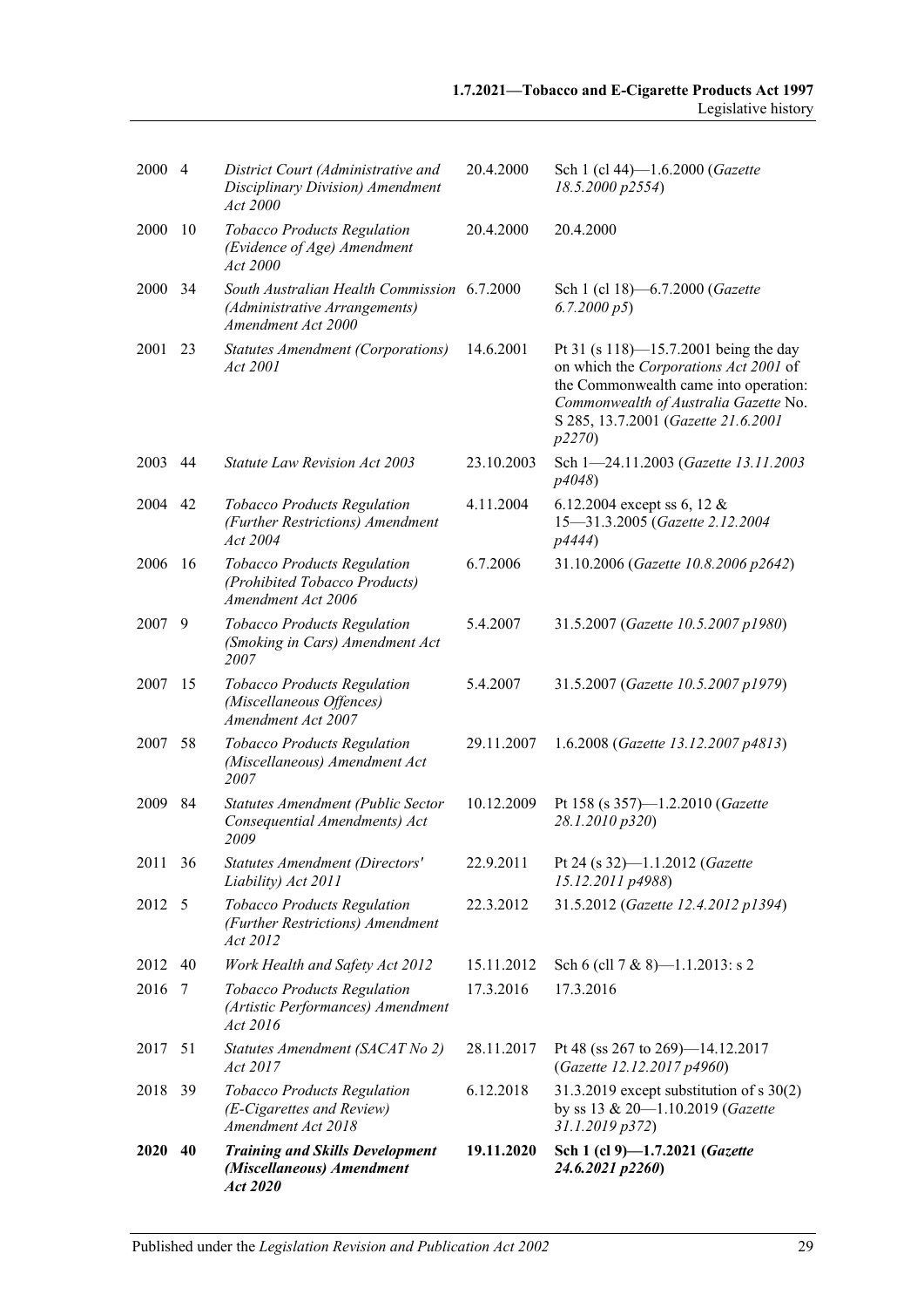| | | | | |
|---|---|---|---|---|
| 2000 | 4 | *District Court (Administrative and Disciplinary Division) Amendment Act 2000* | 20.4.2000 | Sch 1 (cl 44)—1.6.2000 (*Gazette 18.5.2000 p2554*) |
| 2000 | 10 | *Tobacco Products Regulation (Evidence of Age) Amendment Act 2000* | 20.4.2000 | 20.4.2000 |
| 2000 | 34 | *South Australian Health Commission (Administrative Arrangements) Amendment Act 2000* | 6.7.2000 | Sch 1 (cl 18)—6.7.2000 (*Gazette 6.7.2000 p5*) |
| 2001 | 23 | *Statutes Amendment (Corporations) Act 2001* | 14.6.2001 | Pt 31 (s 118)—15.7.2001 being the day on which the *Corporations Act 2001* of the Commonwealth came into operation: *Commonwealth of Australia Gazette* No. S 285, 13.7.2001 (*Gazette 21.6.2001 p2270*) |
| 2003 | 44 | *Statute Law Revision Act 2003* | 23.10.2003 | Sch 1—24.11.2003 (*Gazette 13.11.2003 p4048*) |
| 2004 | 42 | *Tobacco Products Regulation (Further Restrictions) Amendment Act 2004* | 4.11.2004 | 6.12.2004 except ss 6, 12 & 15—31.3.2005 (*Gazette 2.12.2004 p4444*) |
| 2006 | 16 | *Tobacco Products Regulation (Prohibited Tobacco Products) Amendment Act 2006* | 6.7.2006 | 31.10.2006 (*Gazette 10.8.2006 p2642*) |
| 2007 | 9 | *Tobacco Products Regulation (Smoking in Cars) Amendment Act 2007* | 5.4.2007 | 31.5.2007 (*Gazette 10.5.2007 p1980*) |
| 2007 | 15 | *Tobacco Products Regulation (Miscellaneous Offences) Amendment Act 2007* | 5.4.2007 | 31.5.2007 (*Gazette 10.5.2007 p1979*) |
| 2007 | 58 | *Tobacco Products Regulation (Miscellaneous) Amendment Act 2007* | 29.11.2007 | 1.6.2008 (*Gazette 13.12.2007 p4813*) |
| 2009 | 84 | *Statutes Amendment (Public Sector Consequential Amendments) Act 2009* | 10.12.2009 | Pt 158 (s 357)—1.2.2010 (*Gazette 28.1.2010 p320*) |
| 2011 | 36 | *Statutes Amendment (Directors' Liability) Act 2011* | 22.9.2011 | Pt 24 (s 32)—1.1.2012 (*Gazette 15.12.2011 p4988*) |
| 2012 | 5 | *Tobacco Products Regulation (Further Restrictions) Amendment Act 2012* | 22.3.2012 | 31.5.2012 (*Gazette 12.4.2012 p1394*) |
| 2012 | 40 | *Work Health and Safety Act 2012* | 15.11.2012 | Sch 6 (cll 7 & 8)—1.1.2013: s 2 |
| 2016 | 7 | *Tobacco Products Regulation (Artistic Performances) Amendment Act 2016* | 17.3.2016 | 17.3.2016 |
| 2017 | 51 | *Statutes Amendment (SACAT No 2) Act 2017* | 28.11.2017 | Pt 48 (ss 267 to 269)—14.12.2017 (*Gazette 12.12.2017 p4960*) |
| 2018 | 39 | *Tobacco Products Regulation (E-Cigarettes and Review) Amendment Act 2018* | 6.12.2018 | 31.3.2019 except substitution of s 30(2) by ss 13 & 20—1.10.2019 (*Gazette 31.1.2019 p372*) |
| **2020** | **40** | ***Training and Skills Development (Miscellaneous) Amendment Act 2020*** | **19.11.2020** | **Sch 1 (cl 9)—1.7.2021 (*Gazette 24.6.2021 p2260*)** |

Published under the *Legislation Revision and Publication Act 2002*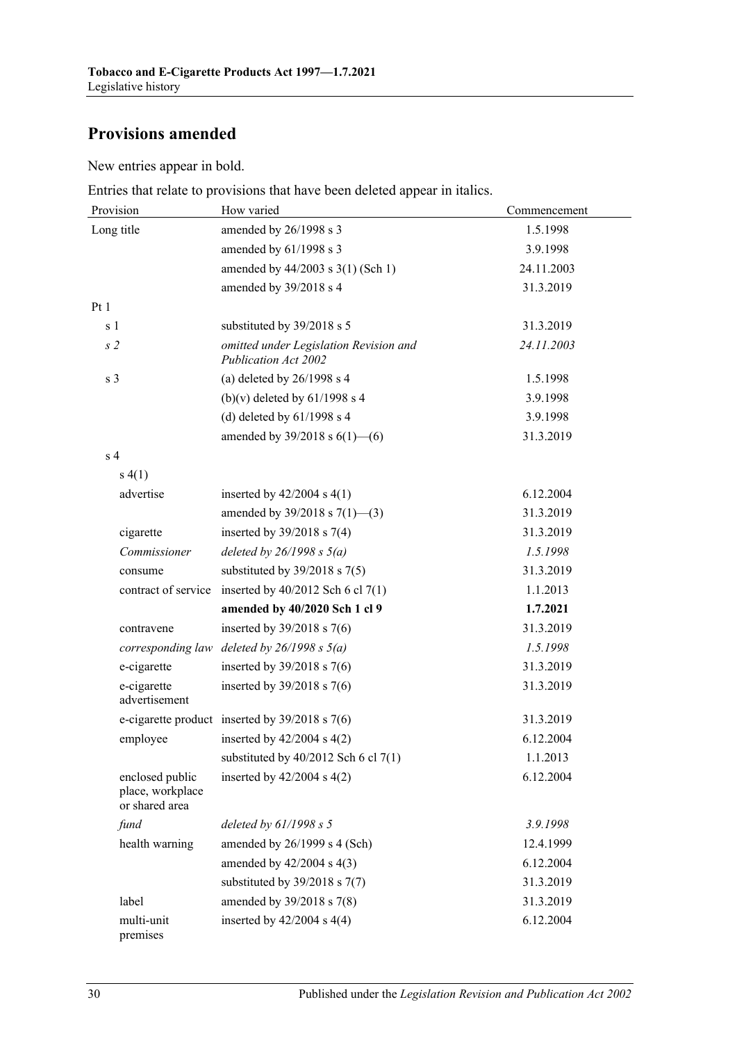## Provisions amended

New entries appear in bold.

Entries that relate to provisions that have been deleted appear in italics.

| Provision | How varied | Commencement |
|---|---|---|
| Long title | amended by 26/1998 s 3 | 1.5.1998 |
| | amended by 61/1998 s 3 | 3.9.1998 |
| | amended by 44/2003 s 3(1) (Sch 1) | 24.11.2003 |
| | amended by 39/2018 s 4 | 31.3.2019 |
| Pt 1 | | |
| s 1 | substituted by 39/2018 s 5 | 31.3.2019 |
| *s 2* | *omitted under Legislation Revision and Publication Act 2002* | *24.11.2003* |
| s 3 | (a) deleted by 26/1998 s 4 | 1.5.1998 |
| | (b)(v) deleted by 61/1998 s 4 | 3.9.1998 |
| | (d) deleted by 61/1998 s 4 | 3.9.1998 |
| | amended by 39/2018 s 6(1)—(6) | 31.3.2019 |
| s 4 | | |
| s 4(1) | | |
| advertise | inserted by 42/2004 s 4(1) | 6.12.2004 |
| | amended by 39/2018 s 7(1)—(3) | 31.3.2019 |
| cigarette | inserted by 39/2018 s 7(4) | 31.3.2019 |
| *Commissioner* | *deleted by 26/1998 s 5(a)* | *1.5.1998* |
| consume | substituted by 39/2018 s 7(5) | 31.3.2019 |
| contract of service | inserted by 40/2012 Sch 6 cl 7(1) | 1.1.2013 |
| | **amended by 40/2020 Sch 1 cl 9** | **1.7.2021** |
| contravene | inserted by 39/2018 s 7(6) | 31.3.2019 |
| *corresponding law* | *deleted by 26/1998 s 5(a)* | *1.5.1998* |
| e-cigarette | inserted by 39/2018 s 7(6) | 31.3.2019 |
| e-cigarette advertisement | inserted by 39/2018 s 7(6) | 31.3.2019 |
| e-cigarette product | inserted by 39/2018 s 7(6) | 31.3.2019 |
| employee | inserted by 42/2004 s 4(2) | 6.12.2004 |
| | substituted by 40/2012 Sch 6 cl 7(1) | 1.1.2013 |
| enclosed public place, workplace or shared area | inserted by 42/2004 s 4(2) | 6.12.2004 |
| *fund* | *deleted by 61/1998 s 5* | *3.9.1998* |
| health warning | amended by 26/1999 s 4 (Sch) | 12.4.1999 |
| | amended by 42/2004 s 4(3) | 6.12.2004 |
| | substituted by 39/2018 s 7(7) | 31.3.2019 |
| label | amended by 39/2018 s 7(8) | 31.3.2019 |
| multi-unit premises | inserted by 42/2004 s 4(4) | 6.12.2004 |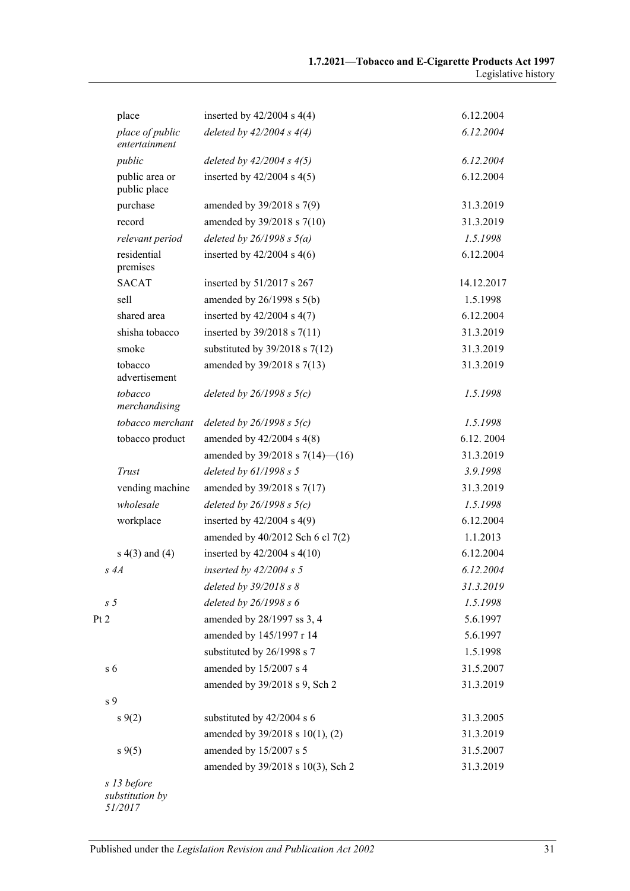| | | |
|---|---|---|
| place | inserted by 42/2004 s 4(4) | 6.12.2004 |
| *place of public entertainment* | *deleted by 42/2004 s 4(4)* | *6.12.2004* |
| *public* | *deleted by 42/2004 s 4(5)* | *6.12.2004* |
| public area or public place | inserted by 42/2004 s 4(5) | 6.12.2004 |
| purchase | amended by 39/2018 s 7(9) | 31.3.2019 |
| record | amended by 39/2018 s 7(10) | 31.3.2019 |
| *relevant period* | *deleted by 26/1998 s 5(a)* | *1.5.1998* |
| residential premises | inserted by 42/2004 s 4(6) | 6.12.2004 |
| SACAT | inserted by 51/2017 s 267 | 14.12.2017 |
| sell | amended by 26/1998 s 5(b) | 1.5.1998 |
| shared area | inserted by 42/2004 s 4(7) | 6.12.2004 |
| shisha tobacco | inserted by 39/2018 s 7(11) | 31.3.2019 |
| smoke | substituted by 39/2018 s 7(12) | 31.3.2019 |
| tobacco advertisement | amended by 39/2018 s 7(13) | 31.3.2019 |
| *tobacco merchandising* | *deleted by 26/1998 s 5(c)* | *1.5.1998* |
| *tobacco merchant* | *deleted by 26/1998 s 5(c)* | *1.5.1998* |
| tobacco product | amended by 42/2004 s 4(8) | 6.12. 2004 |
| | amended by 39/2018 s 7(14)—(16) | 31.3.2019 |
| *Trust* | *deleted by 61/1998 s 5* | *3.9.1998* |
| vending machine | amended by 39/2018 s 7(17) | 31.3.2019 |
| *wholesale* | *deleted by 26/1998 s 5(c)* | *1.5.1998* |
| workplace | inserted by 42/2004 s 4(9) | 6.12.2004 |
| | amended by 40/2012 Sch 6 cl 7(2) | 1.1.2013 |
| s 4(3) and (4) | inserted by 42/2004 s 4(10) | 6.12.2004 |
| *s 4A* | *inserted by 42/2004 s 5* | *6.12.2004* |
| | *deleted by 39/2018 s 8* | *31.3.2019* |
| *s 5* | *deleted by 26/1998 s 6* | *1.5.1998* |
| Pt 2 | amended by 28/1997 ss 3, 4 | 5.6.1997 |
| | amended by 145/1997 r 14 | 5.6.1997 |
| | substituted by 26/1998 s 7 | 1.5.1998 |
| s 6 | amended by 15/2007 s 4 | 31.5.2007 |
| | amended by 39/2018 s 9, Sch 2 | 31.3.2019 |
| s 9 | | |
| s 9(2) | substituted by 42/2004 s 6 | 31.3.2005 |
| | amended by 39/2018 s 10(1), (2) | 31.3.2019 |
| s 9(5) | amended by 15/2007 s 5 | 31.5.2007 |
| | amended by 39/2018 s 10(3), Sch 2 | 31.3.2019 |
| *s 13 before substitution by 51/2017* | | |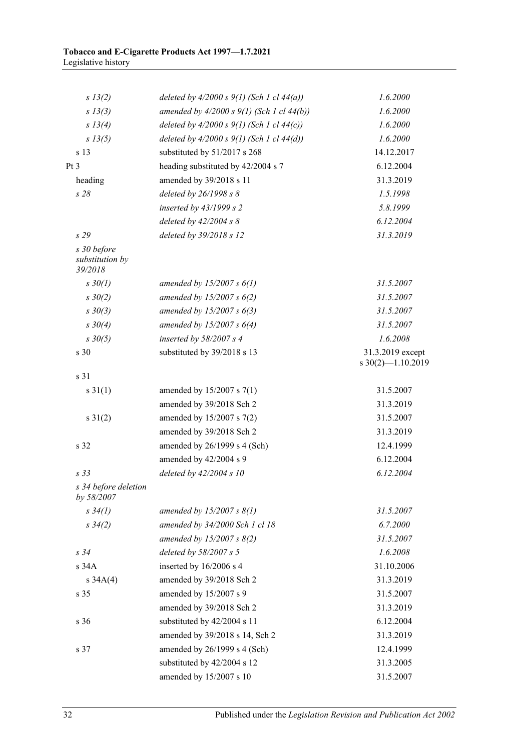| | | |
|---|---|---|
| *s 13(2)* | *deleted by 4/2000 s 9(1) (Sch 1 cl 44(a))* | *1.6.2000* |
| *s 13(3)* | *amended by 4/2000 s 9(1) (Sch 1 cl 44(b))* | *1.6.2000* |
| *s 13(4)* | *deleted by 4/2000 s 9(1) (Sch 1 cl 44(c))* | *1.6.2000* |
| *s 13(5)* | *deleted by 4/2000 s 9(1) (Sch 1 cl 44(d))* | *1.6.2000* |
| s 13 | substituted by 51/2017 s 268 | 14.12.2017 |
| Pt 3 | heading substituted by 42/2004 s 7 | 6.12.2004 |
| heading | amended by 39/2018 s 11 | 31.3.2019 |
| *s 28* | *deleted by 26/1998 s 8* | *1.5.1998* |
| | *inserted by 43/1999 s 2* | *5.8.1999* |
| | *deleted by 42/2004 s 8* | *6.12.2004* |
| *s 29* | *deleted by 39/2018 s 12* | *31.3.2019* |
| *s 30 before substitution by 39/2018* | | |
| *s 30(1)* | *amended by 15/2007 s 6(1)* | *31.5.2007* |
| *s 30(2)* | *amended by 15/2007 s 6(2)* | *31.5.2007* |
| *s 30(3)* | *amended by 15/2007 s 6(3)* | *31.5.2007* |
| *s 30(4)* | *amended by 15/2007 s 6(4)* | *31.5.2007* |
| *s 30(5)* | *inserted by 58/2007 s 4* | *1.6.2008* |
| s 30 | substituted by 39/2018 s 13 | 31.3.2019 except s 30(2)—1.10.2019 |
| s 31 | | |
| s 31(1) | amended by 15/2007 s 7(1) | 31.5.2007 |
| | amended by 39/2018 Sch 2 | 31.3.2019 |
| s 31(2) | amended by 15/2007 s 7(2) | 31.5.2007 |
| | amended by 39/2018 Sch 2 | 31.3.2019 |
| s 32 | amended by 26/1999 s 4 (Sch) | 12.4.1999 |
| | amended by 42/2004 s 9 | 6.12.2004 |
| *s 33* | *deleted by 42/2004 s 10* | *6.12.2004* |
| *s 34 before deletion by 58/2007* | | |
| *s 34(1)* | *amended by 15/2007 s 8(1)* | *31.5.2007* |
| *s 34(2)* | *amended by 34/2000 Sch 1 cl 18* | *6.7.2000* |
| | *amended by 15/2007 s 8(2)* | *31.5.2007* |
| *s 34* | *deleted by 58/2007 s 5* | *1.6.2008* |
| s 34A | inserted by 16/2006 s 4 | 31.10.2006 |
| s 34A(4) | amended by 39/2018 Sch 2 | 31.3.2019 |
| s 35 | amended by 15/2007 s 9 | 31.5.2007 |
| | amended by 39/2018 Sch 2 | 31.3.2019 |
| s 36 | substituted by 42/2004 s 11 | 6.12.2004 |
| | amended by 39/2018 s 14, Sch 2 | 31.3.2019 |
| s 37 | amended by 26/1999 s 4 (Sch) | 12.4.1999 |
| | substituted by 42/2004 s 12 | 31.3.2005 |
| | amended by 15/2007 s 10 | 31.5.2007 |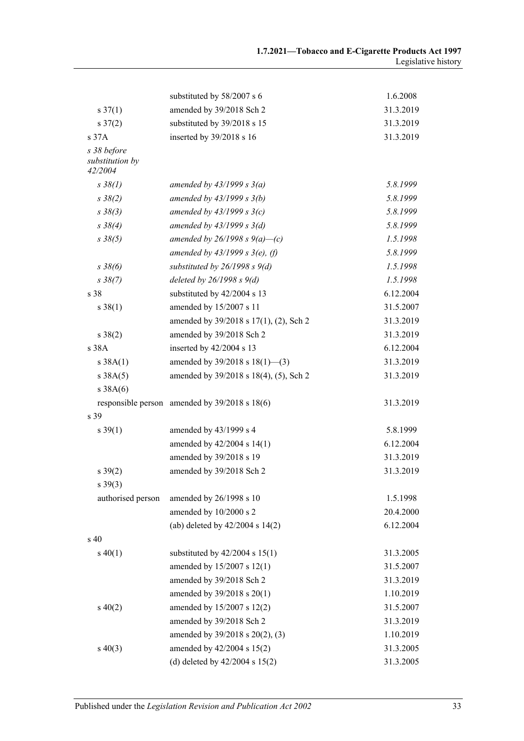| | | |
|---|---|---|
| | substituted by 58/2007 s 6 | 1.6.2008 |
| s 37(1) | amended by 39/2018 Sch 2 | 31.3.2019 |
| s 37(2) | substituted by 39/2018 s 15 | 31.3.2019 |
| s 37A | inserted by 39/2018 s 16 | 31.3.2019 |
| *s 38 before substitution by 42/2004* | | |
| *s 38(1)* | *amended by 43/1999 s 3(a)* | *5.8.1999* |
| *s 38(2)* | *amended by 43/1999 s 3(b)* | *5.8.1999* |
| *s 38(3)* | *amended by 43/1999 s 3(c)* | *5.8.1999* |
| *s 38(4)* | *amended by 43/1999 s 3(d)* | *5.8.1999* |
| *s 38(5)* | *amended by 26/1998 s 9(a)—(c)* | *1.5.1998* |
| | *amended by 43/1999 s 3(e), (f)* | *5.8.1999* |
| *s 38(6)* | *substituted by 26/1998 s 9(d)* | *1.5.1998* |
| *s 38(7)* | *deleted by 26/1998 s 9(d)* | *1.5.1998* |
| s 38 | substituted by 42/2004 s 13 | 6.12.2004 |
| s 38(1) | amended by 15/2007 s 11 | 31.5.2007 |
| | amended by 39/2018 s 17(1), (2), Sch 2 | 31.3.2019 |
| s 38(2) | amended by 39/2018 Sch 2 | 31.3.2019 |
| s 38A | inserted by 42/2004 s 13 | 6.12.2004 |
| s 38A(1) | amended by 39/2018 s 18(1)—(3) | 31.3.2019 |
| s 38A(5) | amended by 39/2018 s 18(4), (5), Sch 2 | 31.3.2019 |
| s 38A(6) | | |
| responsible person | amended by 39/2018 s 18(6) | 31.3.2019 |
| s 39 | | |
| s 39(1) | amended by 43/1999 s 4 | 5.8.1999 |
| | amended by 42/2004 s 14(1) | 6.12.2004 |
| | amended by 39/2018 s 19 | 31.3.2019 |
| s 39(2) | amended by 39/2018 Sch 2 | 31.3.2019 |
| s 39(3) | | |
| authorised person | amended by 26/1998 s 10 | 1.5.1998 |
| | amended by 10/2000 s 2 | 20.4.2000 |
| | (ab) deleted by 42/2004 s 14(2) | 6.12.2004 |
| s 40 | | |
| s 40(1) | substituted by 42/2004 s 15(1) | 31.3.2005 |
| | amended by 15/2007 s 12(1) | 31.5.2007 |
| | amended by 39/2018 Sch 2 | 31.3.2019 |
| | amended by 39/2018 s 20(1) | 1.10.2019 |
| s 40(2) | amended by 15/2007 s 12(2) | 31.5.2007 |
| | amended by 39/2018 Sch 2 | 31.3.2019 |
| | amended by 39/2018 s 20(2), (3) | 1.10.2019 |
| s 40(3) | amended by 42/2004 s 15(2) | 31.3.2005 |
| | (d) deleted by 42/2004 s 15(2) | 31.3.2005 |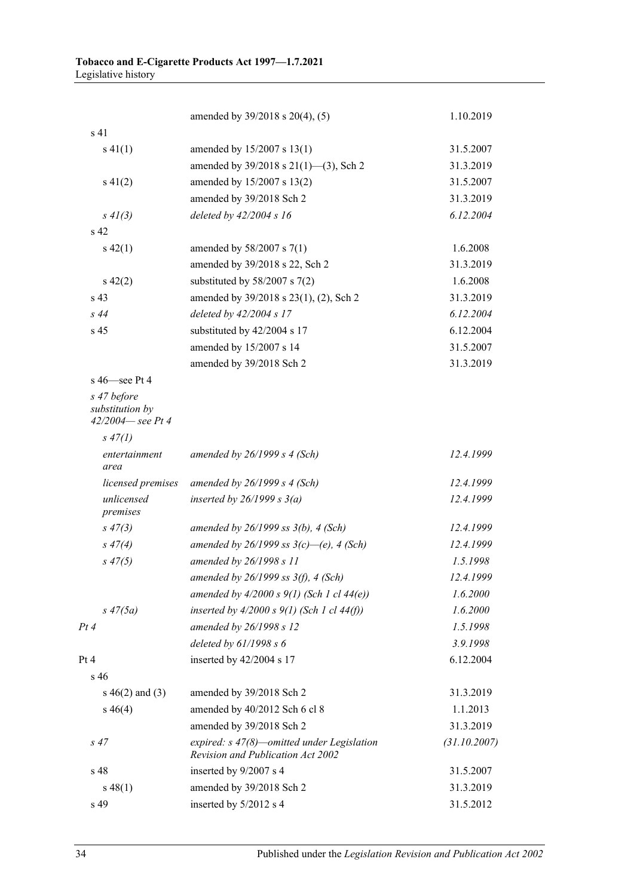| | | |
|---|---|---|
| | amended by 39/2018 s 20(4), (5) | 1.10.2019 |
| s 41 | | |
| s 41(1) | amended by 15/2007 s 13(1) | 31.5.2007 |
| | amended by 39/2018 s 21(1)—(3), Sch 2 | 31.3.2019 |
| s 41(2) | amended by 15/2007 s 13(2) | 31.5.2007 |
| | amended by 39/2018 Sch 2 | 31.3.2019 |
| *s 41(3)* | *deleted by 42/2004 s 16* | *6.12.2004* |
| s 42 | | |
| s 42(1) | amended by 58/2007 s 7(1) | 1.6.2008 |
| | amended by 39/2018 s 22, Sch 2 | 31.3.2019 |
| s 42(2) | substituted by 58/2007 s 7(2) | 1.6.2008 |
| s 43 | amended by 39/2018 s 23(1), (2), Sch 2 | 31.3.2019 |
| *s 44* | *deleted by 42/2004 s 17* | *6.12.2004* |
| s 45 | substituted by 42/2004 s 17 | 6.12.2004 |
| | amended by 15/2007 s 14 | 31.5.2007 |
| | amended by 39/2018 Sch 2 | 31.3.2019 |
| s 46—see Pt 4 | | |
| *s 47 before substitution by 42/2004— see Pt 4* | | |
| *s 47(1)* | | |
| *entertainment area* | *amended by 26/1999 s 4 (Sch)* | *12.4.1999* |
| *licensed premises* | *amended by 26/1999 s 4 (Sch)* | *12.4.1999* |
| *unlicensed premises* | *inserted by 26/1999 s 3(a)* | *12.4.1999* |
| *s 47(3)* | *amended by 26/1999 ss 3(b), 4 (Sch)* | *12.4.1999* |
| *s 47(4)* | *amended by 26/1999 ss 3(c)—(e), 4 (Sch)* | *12.4.1999* |
| *s 47(5)* | *amended by 26/1998 s 11* | *1.5.1998* |
| | *amended by 26/1999 ss 3(f), 4 (Sch)* | *12.4.1999* |
| | *amended by 4/2000 s 9(1) (Sch 1 cl 44(e))* | *1.6.2000* |
| *s 47(5a)* | *inserted by 4/2000 s 9(1) (Sch 1 cl 44(f))* | *1.6.2000* |
| *Pt 4* | *amended by 26/1998 s 12* | *1.5.1998* |
| | *deleted by 61/1998 s 6* | *3.9.1998* |
| Pt 4 | inserted by 42/2004 s 17 | 6.12.2004 |
| s 46 | | |
| s 46(2) and (3) | amended by 39/2018 Sch 2 | 31.3.2019 |
| s 46(4) | amended by 40/2012 Sch 6 cl 8 | 1.1.2013 |
| | amended by 39/2018 Sch 2 | 31.3.2019 |
| *s 47* | *expired: s 47(8)—omitted under Legislation Revision and Publication Act 2002* | *(31.10.2007)* |
| s 48 | inserted by 9/2007 s 4 | 31.5.2007 |
| s 48(1) | amended by 39/2018 Sch 2 | 31.3.2019 |
| s 49 | inserted by 5/2012 s 4 | 31.5.2012 |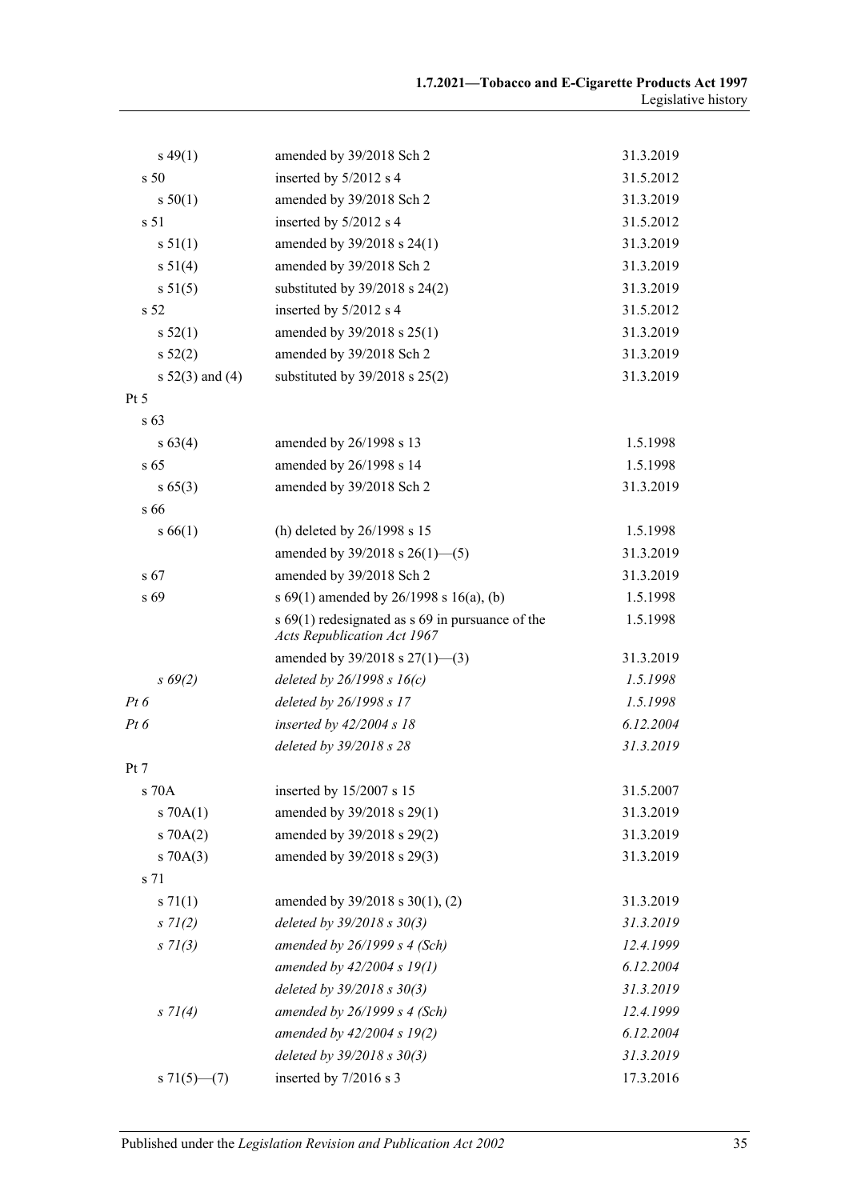| | | |
|---|---|---|
| s 49(1) | amended by 39/2018 Sch 2 | 31.3.2019 |
| s 50 | inserted by 5/2012 s 4 | 31.5.2012 |
| s 50(1) | amended by 39/2018 Sch 2 | 31.3.2019 |
| s 51 | inserted by 5/2012 s 4 | 31.5.2012 |
| s 51(1) | amended by 39/2018 s 24(1) | 31.3.2019 |
| s 51(4) | amended by 39/2018 Sch 2 | 31.3.2019 |
| s 51(5) | substituted by 39/2018 s 24(2) | 31.3.2019 |
| s 52 | inserted by 5/2012 s 4 | 31.5.2012 |
| s 52(1) | amended by 39/2018 s 25(1) | 31.3.2019 |
| s 52(2) | amended by 39/2018 Sch 2 | 31.3.2019 |
| s 52(3) and (4) | substituted by 39/2018 s 25(2) | 31.3.2019 |
| Pt 5 | | |
| s 63 | | |
| s 63(4) | amended by 26/1998 s 13 | 1.5.1998 |
| s 65 | amended by 26/1998 s 14 | 1.5.1998 |
| s 65(3) | amended by 39/2018 Sch 2 | 31.3.2019 |
| s 66 | | |
| s 66(1) | (h) deleted by 26/1998 s 15 | 1.5.1998 |
| | amended by 39/2018 s 26(1)—(5) | 31.3.2019 |
| s 67 | amended by 39/2018 Sch 2 | 31.3.2019 |
| s 69 | s 69(1) amended by 26/1998 s 16(a), (b) | 1.5.1998 |
| | s 69(1) redesignated as s 69 in pursuance of the *Acts Republication Act 1967* | 1.5.1998 |
| | amended by 39/2018 s 27(1)—(3) | 31.3.2019 |
| *s 69(2)* | *deleted by 26/1998 s 16(c)* | *1.5.1998* |
| *Pt 6* | *deleted by 26/1998 s 17* | *1.5.1998* |
| *Pt 6* | *inserted by 42/2004 s 18* | *6.12.2004* |
| | *deleted by 39/2018 s 28* | *31.3.2019* |
| Pt 7 | | |
| s 70A | inserted by 15/2007 s 15 | 31.5.2007 |
| s 70A(1) | amended by 39/2018 s 29(1) | 31.3.2019 |
| s 70A(2) | amended by 39/2018 s 29(2) | 31.3.2019 |
| s 70A(3) | amended by 39/2018 s 29(3) | 31.3.2019 |
| s 71 | | |
| s 71(1) | amended by 39/2018 s 30(1), (2) | 31.3.2019 |
| *s 71(2)* | *deleted by 39/2018 s 30(3)* | *31.3.2019* |
| *s 71(3)* | *amended by 26/1999 s 4 (Sch)* | *12.4.1999* |
| | *amended by 42/2004 s 19(1)* | *6.12.2004* |
| | *deleted by 39/2018 s 30(3)* | *31.3.2019* |
| *s 71(4)* | *amended by 26/1999 s 4 (Sch)* | *12.4.1999* |
| | *amended by 42/2004 s 19(2)* | *6.12.2004* |
| | *deleted by 39/2018 s 30(3)* | *31.3.2019* |
| s 71(5)—(7) | inserted by 7/2016 s 3 | 17.3.2016 |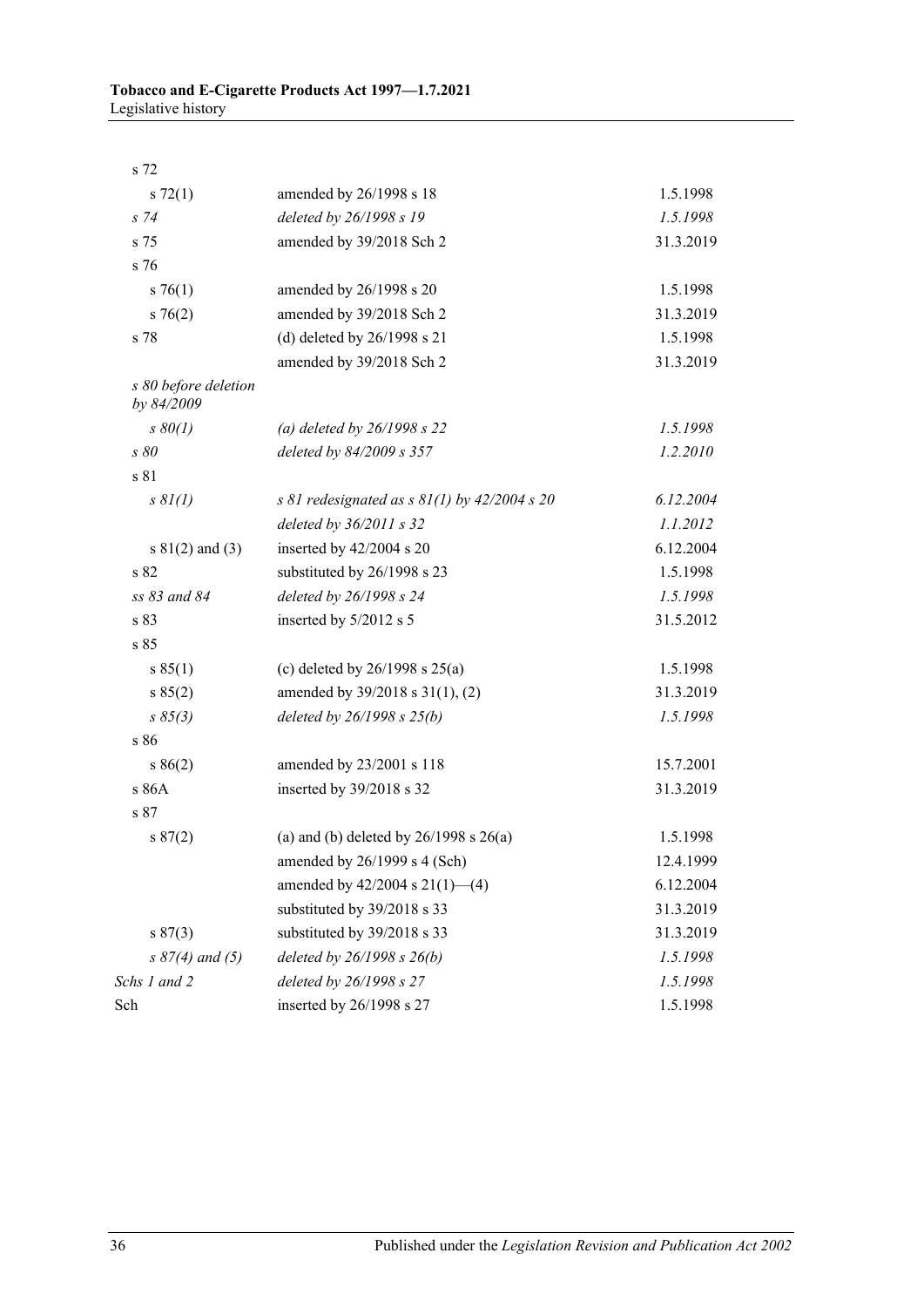| | | |
|---|---|---|
| s 72 | | |
| s 72(1) | amended by 26/1998 s 18 | 1.5.1998 |
| *s 74* | *deleted by 26/1998 s 19* | *1.5.1998* |
| s 75 | amended by 39/2018 Sch 2 | 31.3.2019 |
| s 76 | | |
| s 76(1) | amended by 26/1998 s 20 | 1.5.1998 |
| s 76(2) | amended by 39/2018 Sch 2 | 31.3.2019 |
| s 78 | (d) deleted by 26/1998 s 21 | 1.5.1998 |
| | amended by 39/2018 Sch 2 | 31.3.2019 |
| *s 80 before deletion by 84/2009* | | |
| *s 80(1)* | *(a) deleted by 26/1998 s 22* | *1.5.1998* |
| *s 80* | *deleted by 84/2009 s 357* | *1.2.2010* |
| s 81 | | |
| *s 81(1)* | *s 81 redesignated as s 81(1) by 42/2004 s 20* | *6.12.2004* |
| | *deleted by 36/2011 s 32* | *1.1.2012* |
| s 81(2) and (3) | inserted by 42/2004 s 20 | 6.12.2004 |
| s 82 | substituted by 26/1998 s 23 | 1.5.1998 |
| *ss 83 and 84* | *deleted by 26/1998 s 24* | *1.5.1998* |
| s 83 | inserted by 5/2012 s 5 | 31.5.2012 |
| s 85 | | |
| s 85(1) | (c) deleted by 26/1998 s 25(a) | 1.5.1998 |
| s 85(2) | amended by 39/2018 s 31(1), (2) | 31.3.2019 |
| *s 85(3)* | *deleted by 26/1998 s 25(b)* | *1.5.1998* |
| s 86 | | |
| s 86(2) | amended by 23/2001 s 118 | 15.7.2001 |
| s 86A | inserted by 39/2018 s 32 | 31.3.2019 |
| s 87 | | |
| s 87(2) | (a) and (b) deleted by 26/1998 s 26(a) | 1.5.1998 |
| | amended by 26/1999 s 4 (Sch) | 12.4.1999 |
| | amended by 42/2004 s 21(1)—(4) | 6.12.2004 |
| | substituted by 39/2018 s 33 | 31.3.2019 |
| s 87(3) | substituted by 39/2018 s 33 | 31.3.2019 |
| *s 87(4) and (5)* | *deleted by 26/1998 s 26(b)* | *1.5.1998* |
| *Schs 1 and 2* | *deleted by 26/1998 s 27* | *1.5.1998* |
| Sch | inserted by 26/1998 s 27 | 1.5.1998 |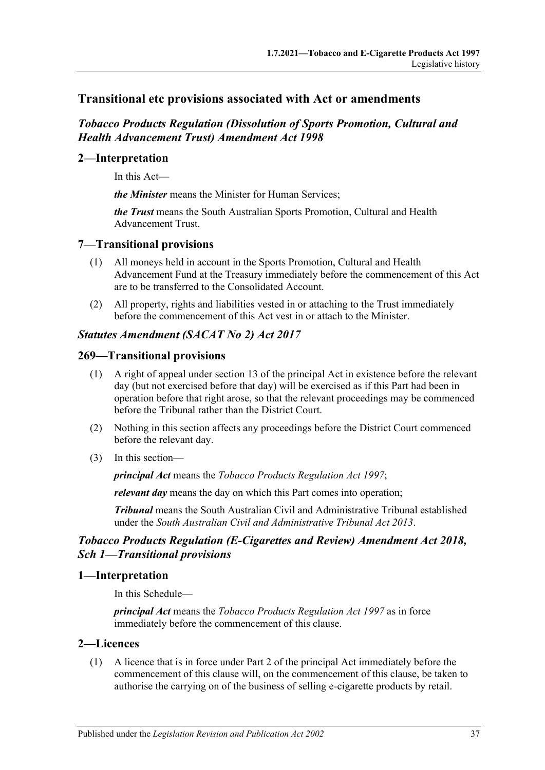## Transitional etc provisions associated with Act or amendments

### *Tobacco Products Regulation (Dissolution of Sports Promotion, Cultural and Health Advancement Trust) Amendment Act 1998*

### 2—Interpretation

In this Act—

***the Minister*** means the Minister for Human Services;

***the Trust*** means the South Australian Sports Promotion, Cultural and Health Advancement Trust.

### 7—Transitional provisions

(1) All moneys held in account in the Sports Promotion, Cultural and Health Advancement Fund at the Treasury immediately before the commencement of this Act are to be transferred to the Consolidated Account.

(2) All property, rights and liabilities vested in or attaching to the Trust immediately before the commencement of this Act vest in or attach to the Minister.

### *Statutes Amendment (SACAT No 2) Act 2017*

### 269—Transitional provisions

(1) A right of appeal under section 13 of the principal Act in existence before the relevant day (but not exercised before that day) will be exercised as if this Part had been in operation before that right arose, so that the relevant proceedings may be commenced before the Tribunal rather than the District Court.

(2) Nothing in this section affects any proceedings before the District Court commenced before the relevant day.

(3) In this section—

***principal Act*** means the *Tobacco Products Regulation Act 1997*;

***relevant day*** means the day on which this Part comes into operation;

***Tribunal*** means the South Australian Civil and Administrative Tribunal established under the *South Australian Civil and Administrative Tribunal Act 2013*.

### *Tobacco Products Regulation (E-Cigarettes and Review) Amendment Act 2018, Sch 1—Transitional provisions*

### 1—Interpretation

In this Schedule—

***principal Act*** means the *Tobacco Products Regulation Act 1997* as in force immediately before the commencement of this clause.

### 2—Licences

(1) A licence that is in force under Part 2 of the principal Act immediately before the commencement of this clause will, on the commencement of this clause, be taken to authorise the carrying on of the business of selling e-cigarette products by retail.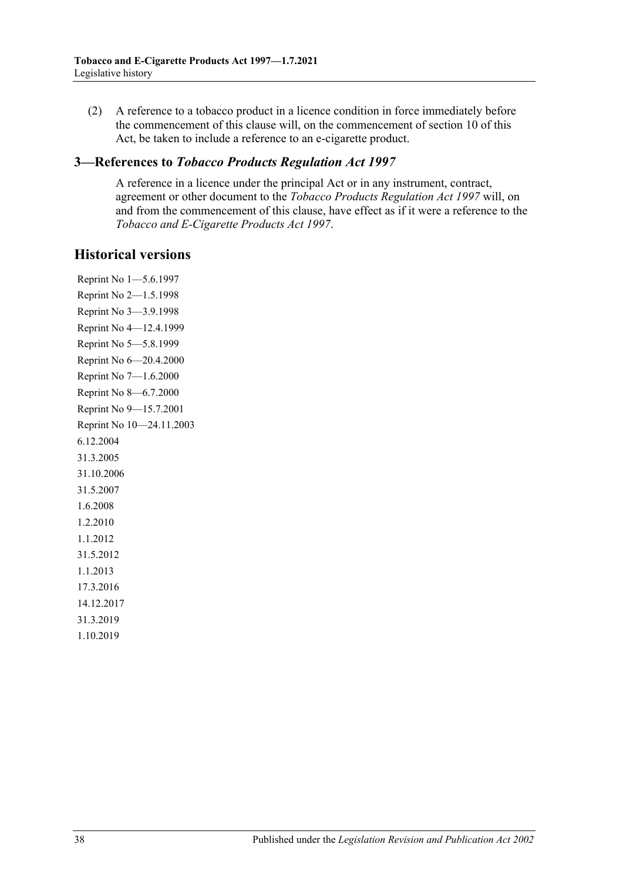(2) A reference to a tobacco product in a licence condition in force immediately before the commencement of this clause will, on the commencement of section 10 of this Act, be taken to include a reference to an e-cigarette product.

### 3—References to *Tobacco Products Regulation Act 1997*

A reference in a licence under the principal Act or in any instrument, contract, agreement or other document to the *Tobacco Products Regulation Act 1997* will, on and from the commencement of this clause, have effect as if it were a reference to the *Tobacco and E-Cigarette Products Act 1997*.

## Historical versions

Reprint No 1—5.6.1997
Reprint No 2—1.5.1998
Reprint No 3—3.9.1998
Reprint No 4—12.4.1999
Reprint No 5—5.8.1999
Reprint No 6—20.4.2000
Reprint No 7—1.6.2000
Reprint No 8—6.7.2000
Reprint No 9—15.7.2001
Reprint No 10—24.11.2003
6.12.2004
31.3.2005
31.10.2006
31.5.2007
1.6.2008
1.2.2010
1.1.2012
31.5.2012
1.1.2013
17.3.2016
14.12.2017
31.3.2019
1.10.2019